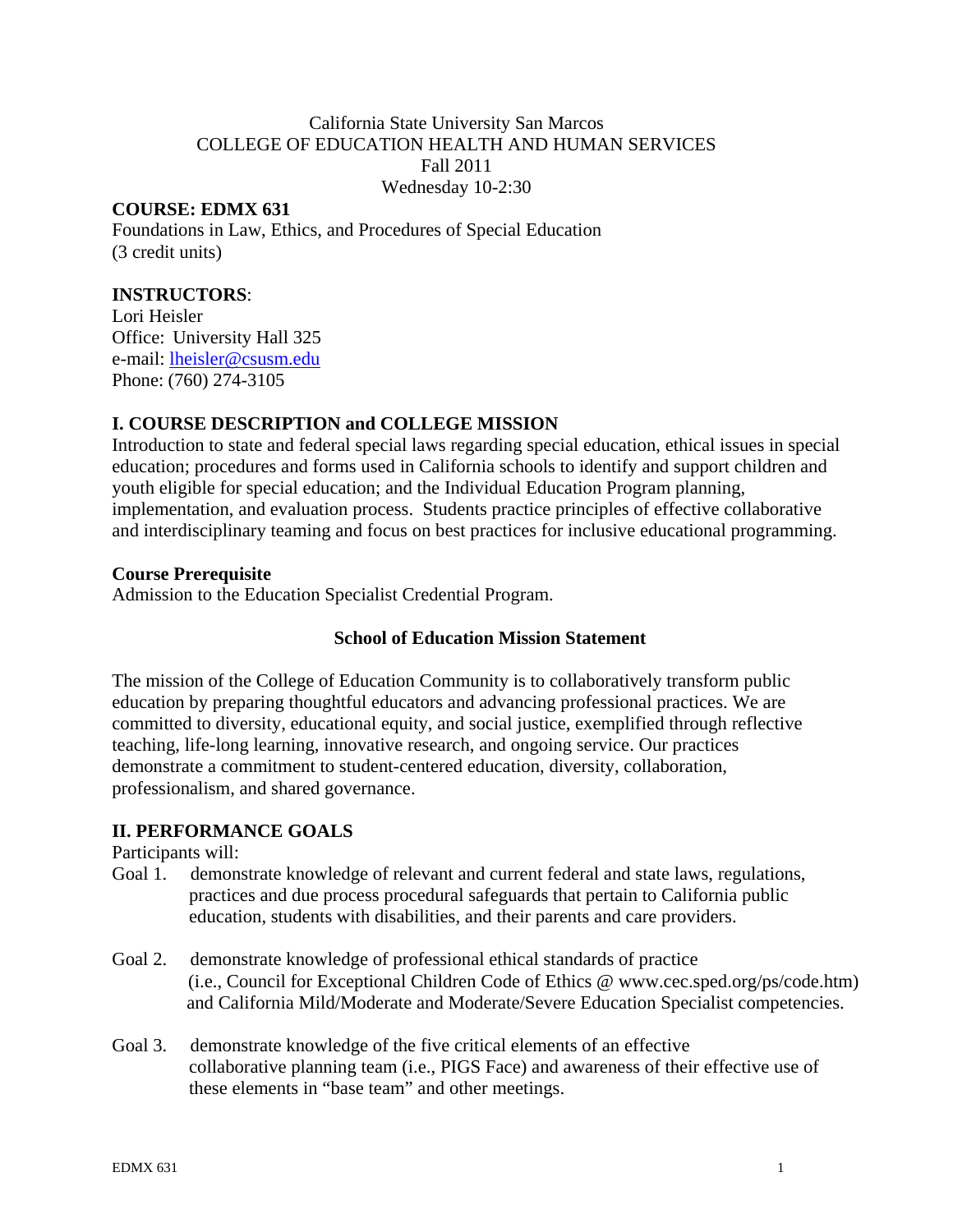California State University San Marcos
COLLEGE OF EDUCATION HEALTH AND HUMAN SERVICES
Fall 2011
Wednesday 10-2:30

**COURSE: EDMX 631**
Foundations in Law, Ethics, and Procedures of Special Education
(3 credit units)

**INSTRUCTORS**:
Lori Heisler
Office: University Hall 325
e-mail: lheisler@csusm.edu
Phone: (760) 274-3105

## I. COURSE DESCRIPTION and COLLEGE MISSION

Introduction to state and federal special laws regarding special education, ethical issues in special education; procedures and forms used in California schools to identify and support children and youth eligible for special education; and the Individual Education Program planning, implementation, and evaluation process. Students practice principles of effective collaborative and interdisciplinary teaming and focus on best practices for inclusive educational programming.

**Course Prerequisite**
Admission to the Education Specialist Credential Program.

**School of Education Mission Statement**

The mission of the College of Education Community is to collaboratively transform public education by preparing thoughtful educators and advancing professional practices. We are committed to diversity, educational equity, and social justice, exemplified through reflective teaching, life-long learning, innovative research, and ongoing service. Our practices demonstrate a commitment to student-centered education, diversity, collaboration, professionalism, and shared governance.

## II. PERFORMANCE GOALS

Participants will:

Goal 1. demonstrate knowledge of relevant and current federal and state laws, regulations, practices and due process procedural safeguards that pertain to California public education, students with disabilities, and their parents and care providers.

Goal 2. demonstrate knowledge of professional ethical standards of practice (i.e., Council for Exceptional Children Code of Ethics @ www.cec.sped.org/ps/code.htm) and California Mild/Moderate and Moderate/Severe Education Specialist competencies.

Goal 3. demonstrate knowledge of the five critical elements of an effective collaborative planning team (i.e., PIGS Face) and awareness of their effective use of these elements in "base team" and other meetings.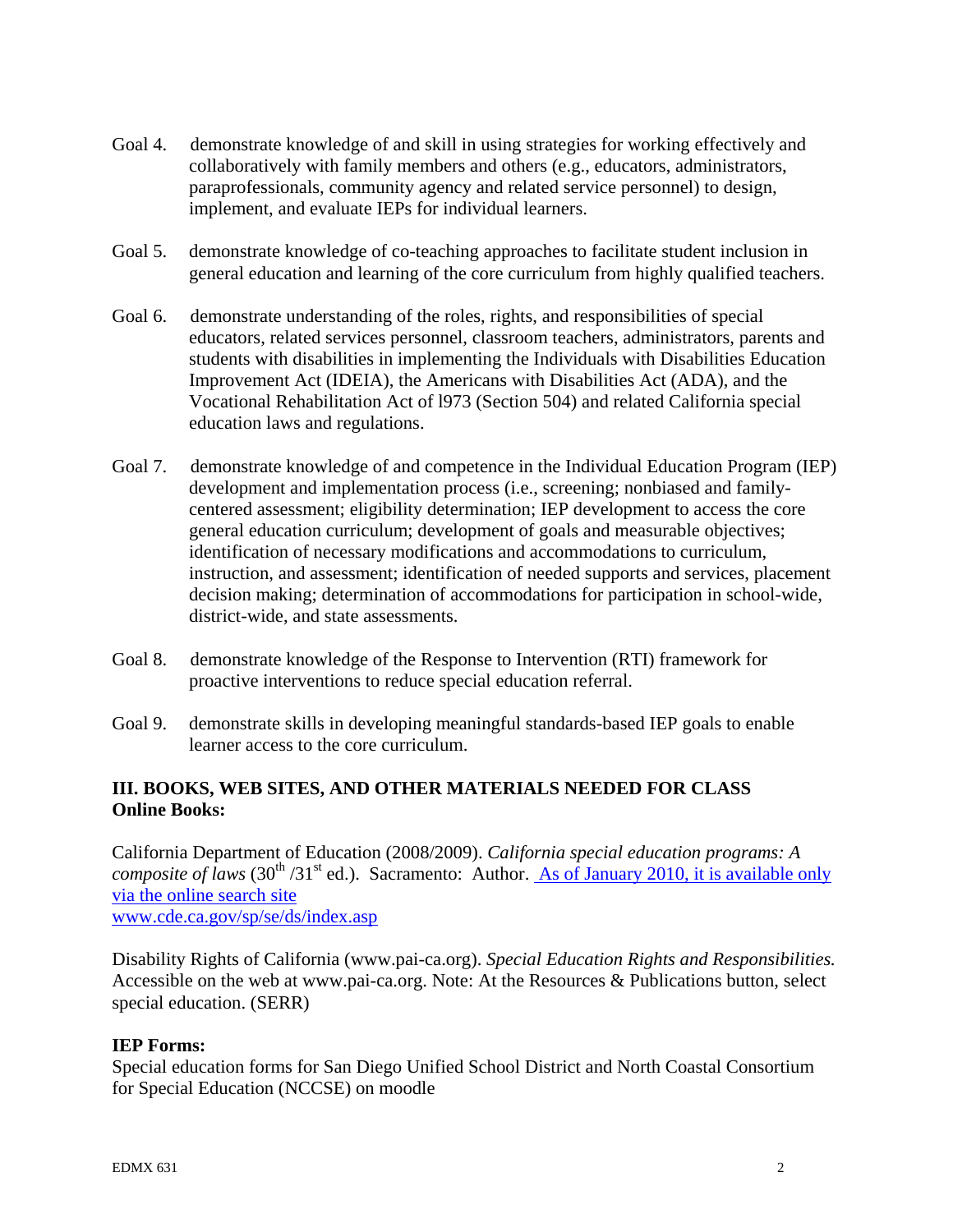Goal 4. demonstrate knowledge of and skill in using strategies for working effectively and collaboratively with family members and others (e.g., educators, administrators, paraprofessionals, community agency and related service personnel) to design, implement, and evaluate IEPs for individual learners.

Goal 5. demonstrate knowledge of co-teaching approaches to facilitate student inclusion in general education and learning of the core curriculum from highly qualified teachers.

Goal 6. demonstrate understanding of the roles, rights, and responsibilities of special educators, related services personnel, classroom teachers, administrators, parents and students with disabilities in implementing the Individuals with Disabilities Education Improvement Act (IDEIA), the Americans with Disabilities Act (ADA), and the Vocational Rehabilitation Act of l973 (Section 504) and related California special education laws and regulations.

Goal 7. demonstrate knowledge of and competence in the Individual Education Program (IEP) development and implementation process (i.e., screening; nonbiased and family-centered assessment; eligibility determination; IEP development to access the core general education curriculum; development of goals and measurable objectives; identification of necessary modifications and accommodations to curriculum, instruction, and assessment; identification of needed supports and services, placement decision making; determination of accommodations for participation in school-wide, district-wide, and state assessments.

Goal 8. demonstrate knowledge of the Response to Intervention (RTI) framework for proactive interventions to reduce special education referral.

Goal 9. demonstrate skills in developing meaningful standards-based IEP goals to enable learner access to the core curriculum.

## III. BOOKS, WEB SITES, AND OTHER MATERIALS NEEDED FOR CLASS

**Online Books:**

California Department of Education (2008/2009). *California special education programs: A composite of laws* (30th /31st ed.). Sacramento: Author. As of January 2010, it is available only via the online search site www.cde.ca.gov/sp/se/ds/index.asp

Disability Rights of California (www.pai-ca.org). *Special Education Rights and Responsibilities.* Accessible on the web at www.pai-ca.org. Note: At the Resources & Publications button, select special education. (SERR)

**IEP Forms:**

Special education forms for San Diego Unified School District and North Coastal Consortium for Special Education (NCCSE) on moodle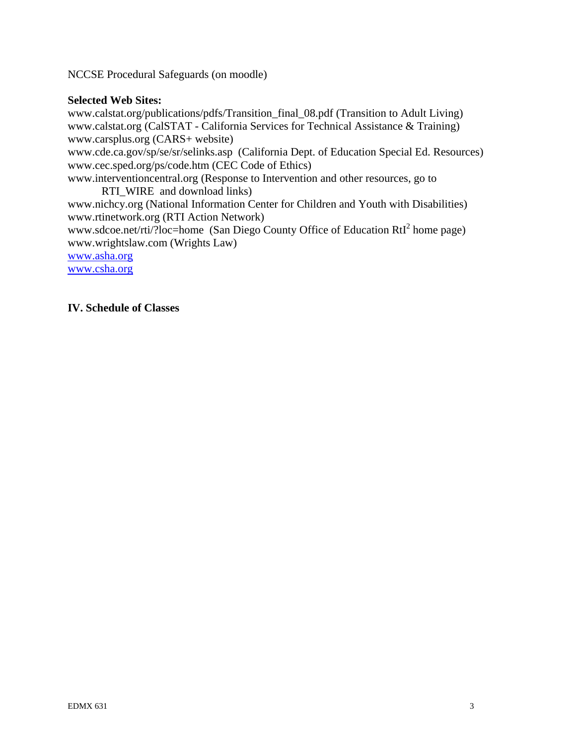NCCSE Procedural Safeguards (on moodle)

**Selected Web Sites:**

www.calstat.org/publications/pdfs/Transition_final_08.pdf (Transition to Adult Living)
www.calstat.org (CalSTAT - California Services for Technical Assistance & Training)
www.carsplus.org (CARS+ website)
www.cde.ca.gov/sp/se/sr/selinks.asp (California Dept. of Education Special Ed. Resources)
www.cec.sped.org/ps/code.htm (CEC Code of Ethics)
www.interventioncentral.org (Response to Intervention and other resources, go to RTI_WIRE and download links)
www.nichcy.org (National Information Center for Children and Youth with Disabilities)
www.rtinetwork.org (RTI Action Network)
www.sdcoe.net/rti/?loc=home (San Diego County Office of Education $RtI^2$ home page)
www.wrightslaw.com (Wrights Law)
www.asha.org
www.csha.org

**IV. Schedule of Classes**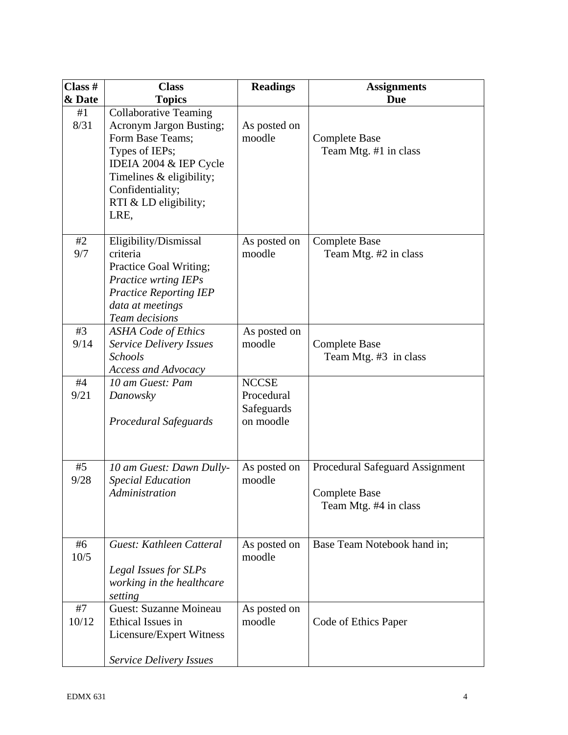| Class # & Date | Class Topics | Readings | Assignments Due |
|---|---|---|---|
| #1 8/31 | Collaborative Teaming Acronym Jargon Busting; Form Base Teams; Types of IEPs; IDEIA 2004 & IEP Cycle Timelines & eligibility; Confidentiality; RTI & LD eligibility; LRE, | As posted on moodle | Complete Base Team Mtg. #1 in class |
| #2 9/7 | Eligibility/Dismissal criteria Practice Goal Writing; *Practice wrting IEPs* *Practice Reporting IEP data at meetings* *Team decisions* | As posted on moodle | Complete Base Team Mtg. #2 in class |
| #3 9/14 | *ASHA Code of Ethics* *Service Delivery Issues* *Schools* *Access and Advocacy* | As posted on moodle | Complete Base Team Mtg. #3 in class |
| #4 9/21 | *10 am Guest: Pam Danowsky* *Procedural Safeguards* | NCCSE Procedural Safeguards on moodle | |
| #5 9/28 | *10 am Guest: Dawn Dully- Special Education Administration* | As posted on moodle | Procedural Safeguard Assignment Complete Base Team Mtg. #4 in class |
| #6 10/5 | *Guest: Kathleen Catteral* *Legal Issues for SLPs working in the healthcare setting* | As posted on moodle | Base Team Notebook hand in; |
| #7 10/12 | Guest: Suzanne Moineau Ethical Issues in Licensure/Expert Witness *Service Delivery Issues* | As posted on moodle | Code of Ethics Paper |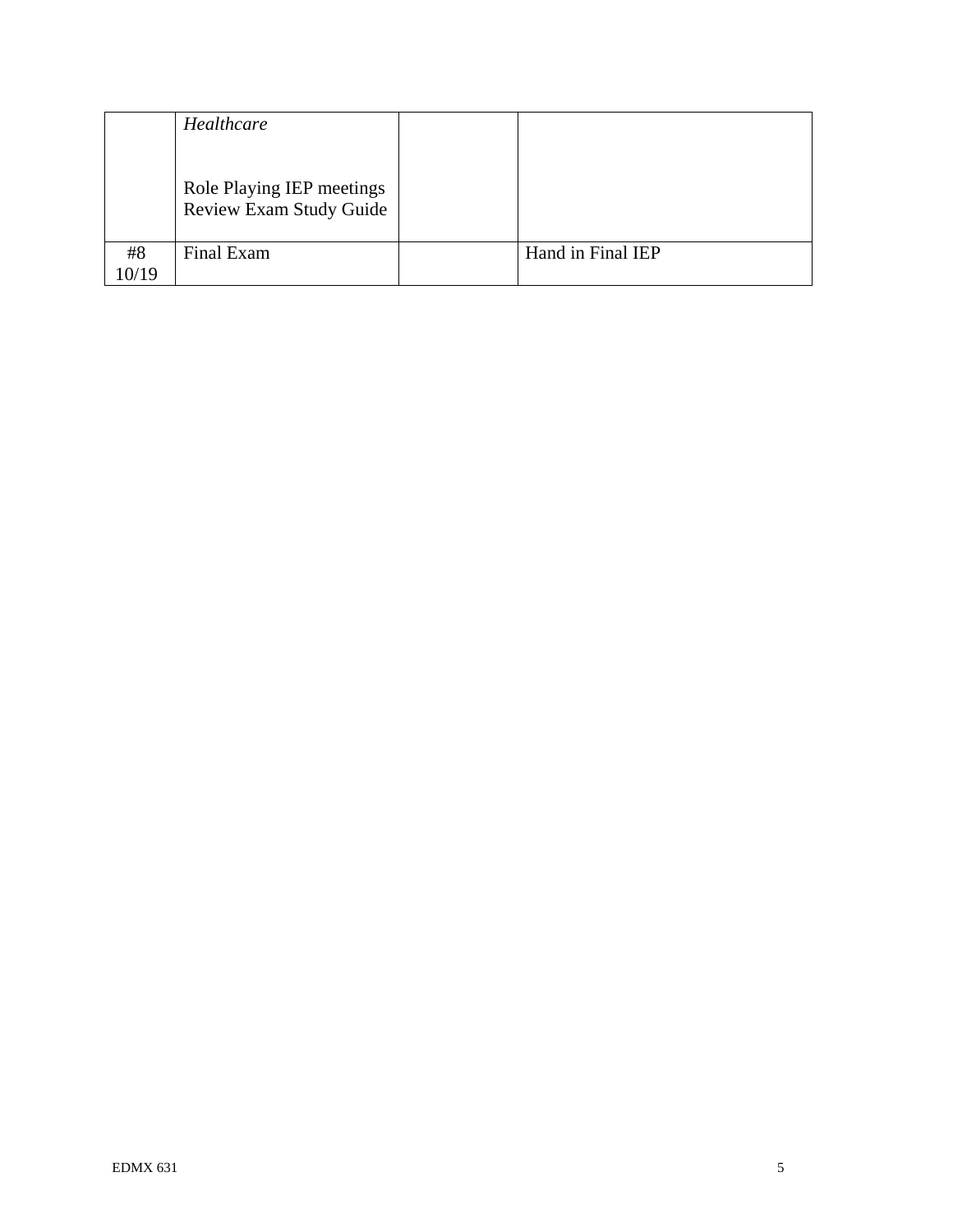| | | | |
|---|---|---|---|
| | *Healthcare*<br><br>Role Playing IEP meetings<br>Review Exam Study Guide | | |
| #8<br>10/19 | Final Exam | | Hand in Final IEP |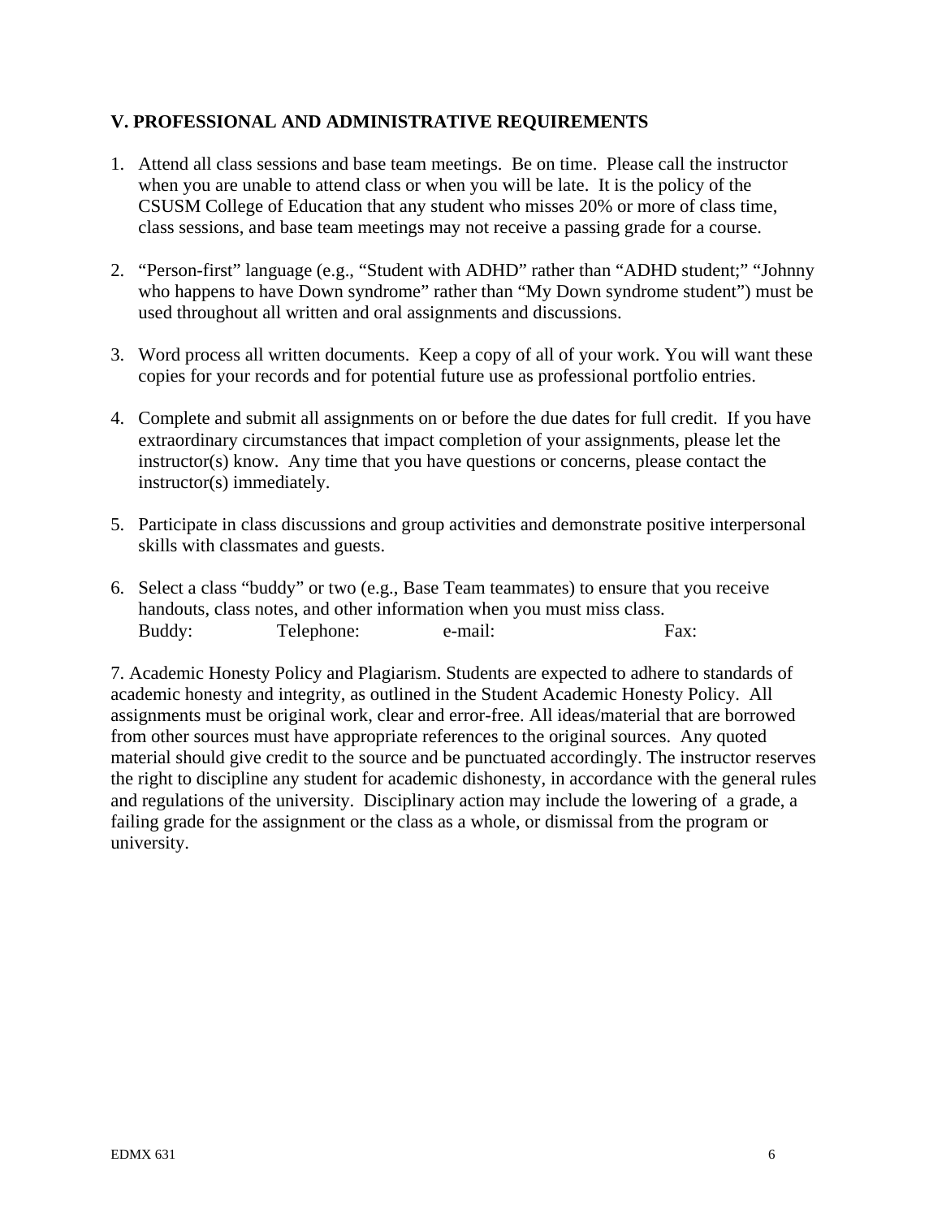## V. PROFESSIONAL AND ADMINISTRATIVE REQUIREMENTS

1. Attend all class sessions and base team meetings. Be on time. Please call the instructor when you are unable to attend class or when you will be late. It is the policy of the CSUSM College of Education that any student who misses 20% or more of class time, class sessions, and base team meetings may not receive a passing grade for a course.

2. "Person-first" language (e.g., "Student with ADHD" rather than "ADHD student;" "Johnny who happens to have Down syndrome" rather than "My Down syndrome student") must be used throughout all written and oral assignments and discussions.

3. Word process all written documents. Keep a copy of all of your work. You will want these copies for your records and for potential future use as professional portfolio entries.

4. Complete and submit all assignments on or before the due dates for full credit. If you have extraordinary circumstances that impact completion of your assignments, please let the instructor(s) know. Any time that you have questions or concerns, please contact the instructor(s) immediately.

5. Participate in class discussions and group activities and demonstrate positive interpersonal skills with classmates and guests.

6. Select a class "buddy" or two (e.g., Base Team teammates) to ensure that you receive handouts, class notes, and other information when you must miss class.
   Buddy: Telephone: e-mail: Fax:

7. Academic Honesty Policy and Plagiarism. Students are expected to adhere to standards of academic honesty and integrity, as outlined in the Student Academic Honesty Policy. All assignments must be original work, clear and error-free. All ideas/material that are borrowed from other sources must have appropriate references to the original sources. Any quoted material should give credit to the source and be punctuated accordingly. The instructor reserves the right to discipline any student for academic dishonesty, in accordance with the general rules and regulations of the university. Disciplinary action may include the lowering of a grade, a failing grade for the assignment or the class as a whole, or dismissal from the program or university.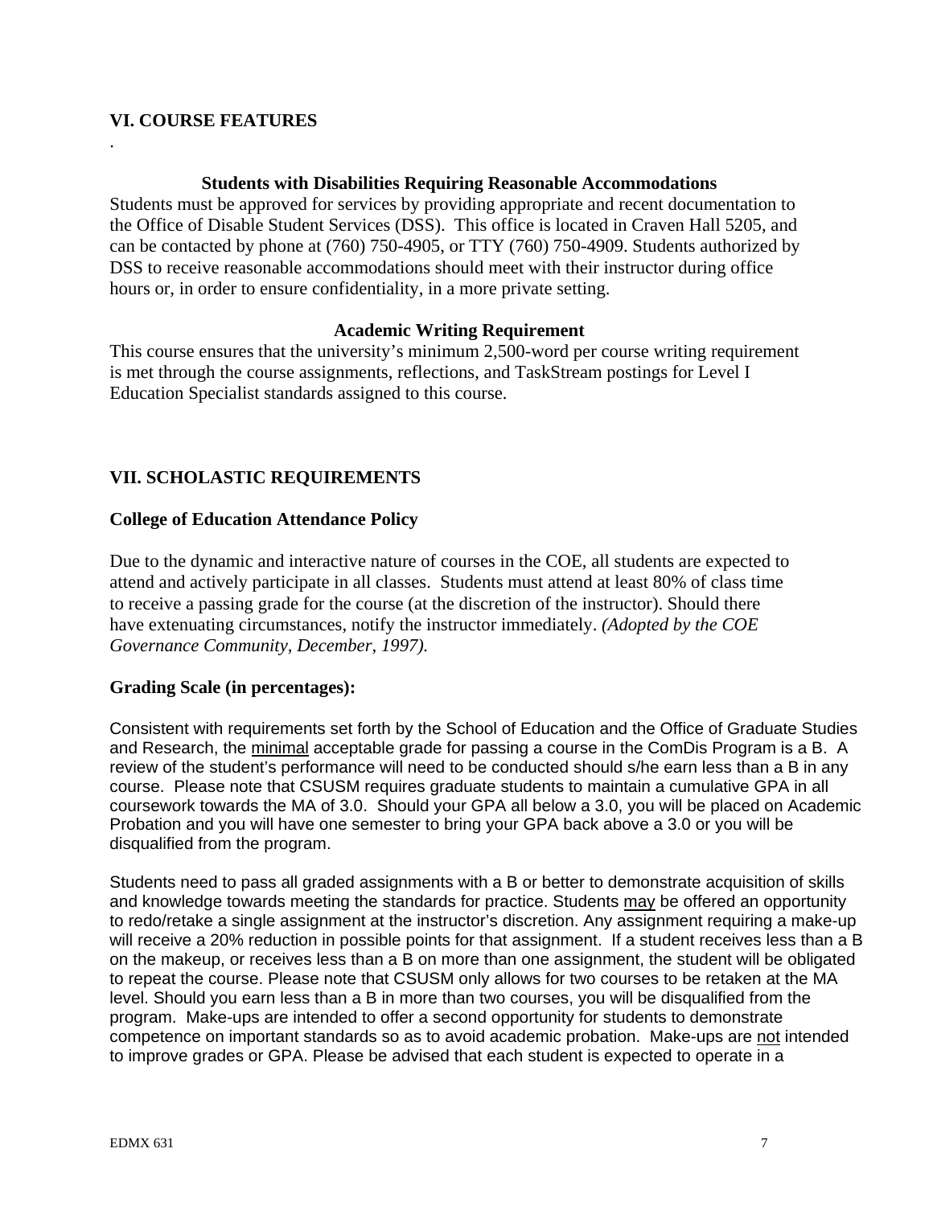## VI. COURSE FEATURES

.

### Students with Disabilities Requiring Reasonable Accommodations

Students must be approved for services by providing appropriate and recent documentation to the Office of Disable Student Services (DSS). This office is located in Craven Hall 5205, and can be contacted by phone at (760) 750-4905, or TTY (760) 750-4909. Students authorized by DSS to receive reasonable accommodations should meet with their instructor during office hours or, in order to ensure confidentiality, in a more private setting.

### Academic Writing Requirement

This course ensures that the university's minimum 2,500-word per course writing requirement is met through the course assignments, reflections, and TaskStream postings for Level I Education Specialist standards assigned to this course.

## VII. SCHOLASTIC REQUIREMENTS

### College of Education Attendance Policy

Due to the dynamic and interactive nature of courses in the COE, all students are expected to attend and actively participate in all classes. Students must attend at least 80% of class time to receive a passing grade for the course (at the discretion of the instructor). Should there have extenuating circumstances, notify the instructor immediately. *(Adopted by the COE Governance Community, December, 1997).*

### Grading Scale (in percentages):

Consistent with requirements set forth by the School of Education and the Office of Graduate Studies and Research, the minimal acceptable grade for passing a course in the ComDis Program is a B. A review of the student's performance will need to be conducted should s/he earn less than a B in any course. Please note that CSUSM requires graduate students to maintain a cumulative GPA in all coursework towards the MA of 3.0. Should your GPA all below a 3.0, you will be placed on Academic Probation and you will have one semester to bring your GPA back above a 3.0 or you will be disqualified from the program.

Students need to pass all graded assignments with a B or better to demonstrate acquisition of skills and knowledge towards meeting the standards for practice. Students may be offered an opportunity to redo/retake a single assignment at the instructor's discretion. Any assignment requiring a make-up will receive a 20% reduction in possible points for that assignment. If a student receives less than a B on the makeup, or receives less than a B on more than one assignment, the student will be obligated to repeat the course. Please note that CSUSM only allows for two courses to be retaken at the MA level. Should you earn less than a B in more than two courses, you will be disqualified from the program. Make-ups are intended to offer a second opportunity for students to demonstrate competence on important standards so as to avoid academic probation. Make-ups are not intended to improve grades or GPA. Please be advised that each student is expected to operate in a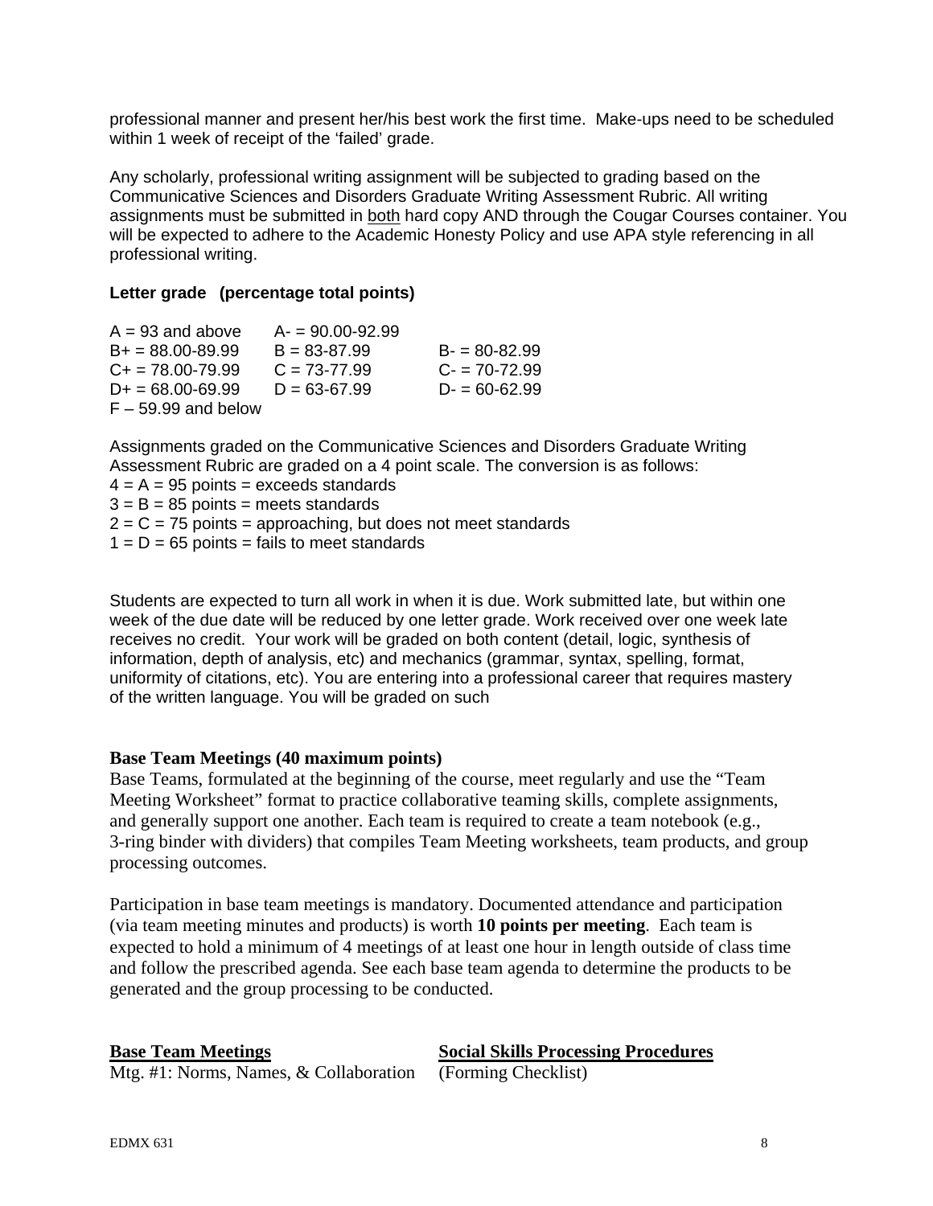professional manner and present her/his best work the first time. Make-ups need to be scheduled within 1 week of receipt of the 'failed' grade.

Any scholarly, professional writing assignment will be subjected to grading based on the Communicative Sciences and Disorders Graduate Writing Assessment Rubric. All writing assignments must be submitted in both hard copy AND through the Cougar Courses container. You will be expected to adhere to the Academic Honesty Policy and use APA style referencing in all professional writing.

**Letter grade (percentage total points)**

| | | |
|---|---|---|
| A = 93 and above | A- = 90.00-92.99 | |
| B+ = 88.00-89.99 | B = 83-87.99 | B- = 80-82.99 |
| C+ = 78.00-79.99 | C = 73-77.99 | C- = 70-72.99 |
| D+ = 68.00-69.99 | D = 63-67.99 | D- = 60-62.99 |
| F – 59.99 and below | | |

Assignments graded on the Communicative Sciences and Disorders Graduate Writing Assessment Rubric are graded on a 4 point scale. The conversion is as follows:
4 = A = 95 points = exceeds standards
3 = B = 85 points = meets standards
2 = C = 75 points = approaching, but does not meet standards
1 = D = 65 points = fails to meet standards

Students are expected to turn all work in when it is due. Work submitted late, but within one week of the due date will be reduced by one letter grade. Work received over one week late receives no credit. Your work will be graded on both content (detail, logic, synthesis of information, depth of analysis, etc) and mechanics (grammar, syntax, spelling, format, uniformity of citations, etc). You are entering into a professional career that requires mastery of the written language. You will be graded on such

**Base Team Meetings (40 maximum points)**
Base Teams, formulated at the beginning of the course, meet regularly and use the "Team Meeting Worksheet" format to practice collaborative teaming skills, complete assignments, and generally support one another. Each team is required to create a team notebook (e.g., 3-ring binder with dividers) that compiles Team Meeting worksheets, team products, and group processing outcomes.

Participation in base team meetings is mandatory. Documented attendance and participation (via team meeting minutes and products) is worth **10 points per meeting**. Each team is expected to hold a minimum of 4 meetings of at least one hour in length outside of class time and follow the prescribed agenda. See each base team agenda to determine the products to be generated and the group processing to be conducted.

| **Base Team Meetings** | **Social Skills Processing Procedures** |
|---|---|
| Mtg. #1: Norms, Names, & Collaboration | (Forming Checklist) |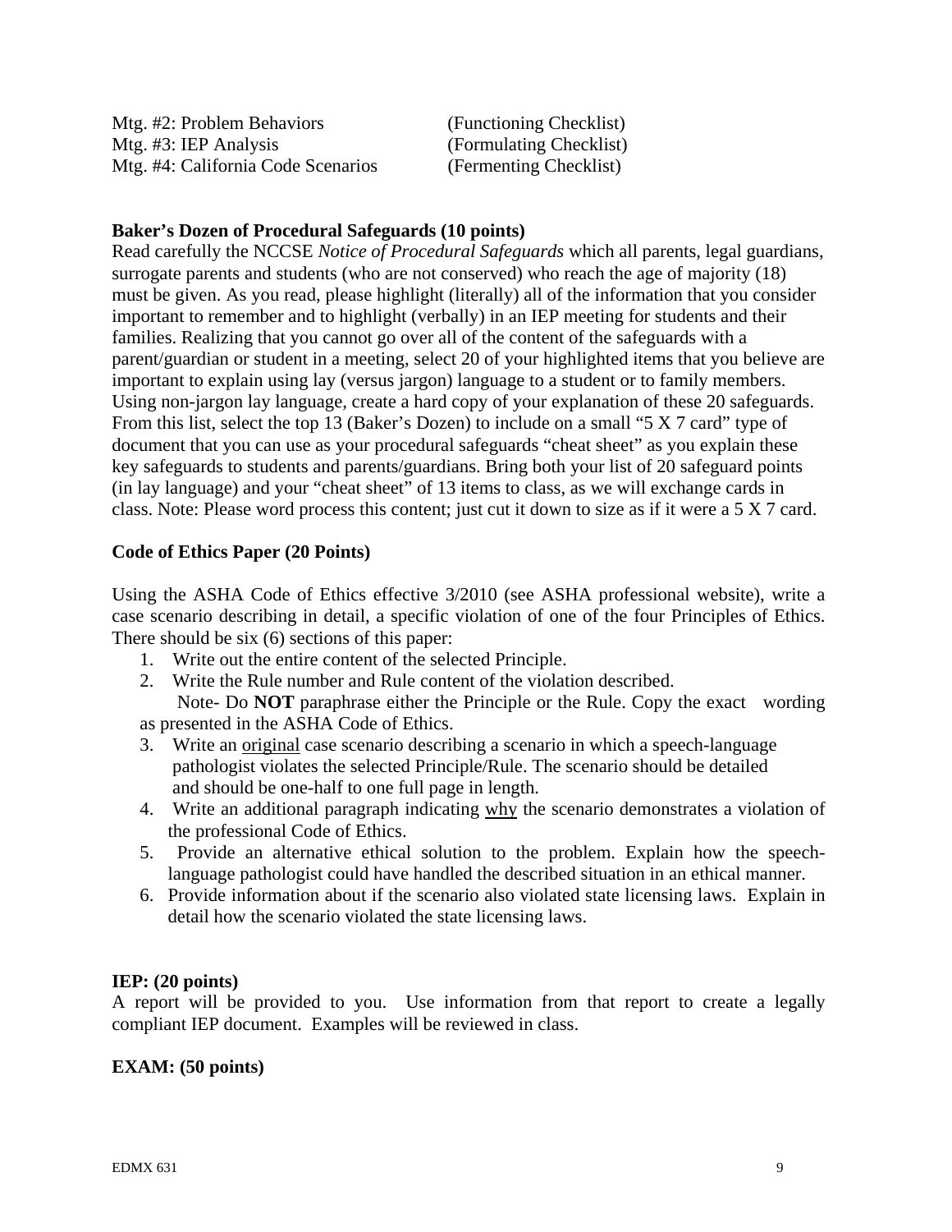| | |
|---|---|
| Mtg. #2: Problem Behaviors | (Functioning Checklist) |
| Mtg. #3: IEP Analysis | (Formulating Checklist) |
| Mtg. #4: California Code Scenarios | (Fermenting Checklist) |

**Baker's Dozen of Procedural Safeguards (10 points)**

Read carefully the NCCSE *Notice of Procedural Safeguards* which all parents, legal guardians, surrogate parents and students (who are not conserved) who reach the age of majority (18) must be given. As you read, please highlight (literally) all of the information that you consider important to remember and to highlight (verbally) in an IEP meeting for students and their families. Realizing that you cannot go over all of the content of the safeguards with a parent/guardian or student in a meeting, select 20 of your highlighted items that you believe are important to explain using lay (versus jargon) language to a student or to family members. Using non-jargon lay language, create a hard copy of your explanation of these 20 safeguards. From this list, select the top 13 (Baker's Dozen) to include on a small "5 X 7 card" type of document that you can use as your procedural safeguards "cheat sheet" as you explain these key safeguards to students and parents/guardians. Bring both your list of 20 safeguard points (in lay language) and your "cheat sheet" of 13 items to class, as we will exchange cards in class. Note: Please word process this content; just cut it down to size as if it were a 5 X 7 card.

**Code of Ethics Paper (20 Points)**

Using the ASHA Code of Ethics effective 3/2010 (see ASHA professional website), write a case scenario describing in detail, a specific violation of one of the four Principles of Ethics. There should be six (6) sections of this paper:

1. Write out the entire content of the selected Principle.
2. Write the Rule number and Rule content of the violation described.
   Note- Do **NOT** paraphrase either the Principle or the Rule. Copy the exact wording as presented in the ASHA Code of Ethics.
3. Write an <u>original</u> case scenario describing a scenario in which a speech-language pathologist violates the selected Principle/Rule. The scenario should be detailed and should be one-half to one full page in length.
4. Write an additional paragraph indicating <u>why</u> the scenario demonstrates a violation of the professional Code of Ethics.
5. Provide an alternative ethical solution to the problem. Explain how the speech-language pathologist could have handled the described situation in an ethical manner.
6. Provide information about if the scenario also violated state licensing laws. Explain in detail how the scenario violated the state licensing laws.

**IEP: (20 points)**

A report will be provided to you. Use information from that report to create a legally compliant IEP document. Examples will be reviewed in class.

**EXAM: (50 points)**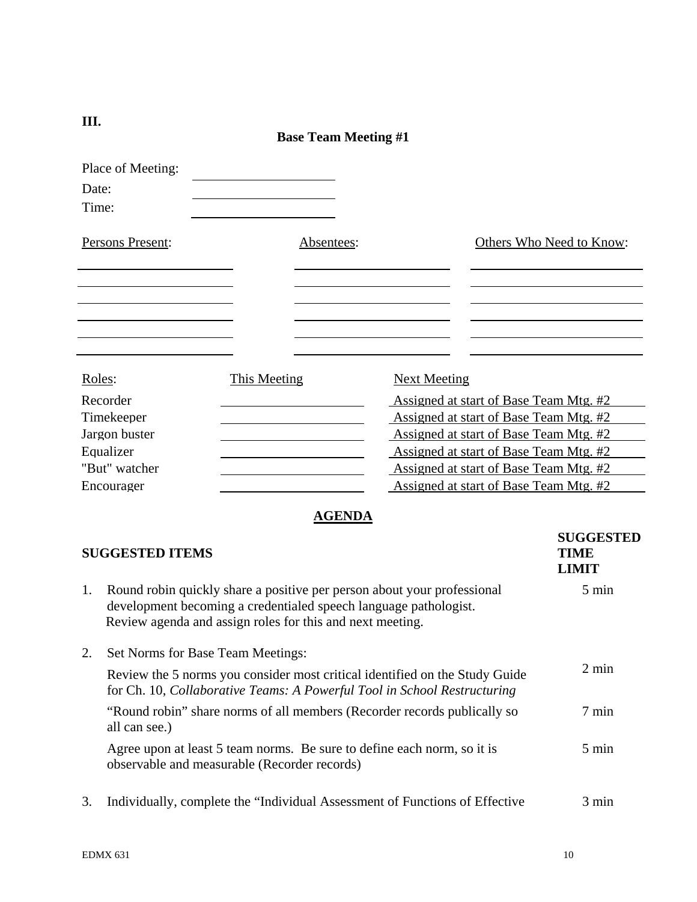**III.**

## Base Team Meeting #1

Place of Meeting: \_\_\_\_\_\_\_\_\_\_\_\_\_\_\_\_\_\_\_\_

Date: \_\_\_\_\_\_\_\_\_\_\_\_\_\_\_\_\_\_\_\_

Time: \_\_\_\_\_\_\_\_\_\_\_\_\_\_\_\_\_\_\_\_

| Persons Present: | Absentees: | Others Who Need to Know: |
|---|---|---|
| | | |
| | | |
| | | |
| | | |
| | | |
| | | |

| Roles: | This Meeting | Next Meeting |
|---|---|---|
| Recorder | | Assigned at start of Base Team Mtg. #2 |
| Timekeeper | | Assigned at start of Base Team Mtg. #2 |
| Jargon buster | | Assigned at start of Base Team Mtg. #2 |
| Equalizer | | Assigned at start of Base Team Mtg. #2 |
| "But" watcher | | Assigned at start of Base Team Mtg. #2 |
| Encourager | | Assigned at start of Base Team Mtg. #2 |

### AGENDA

| SUGGESTED ITEMS | SUGGESTED TIME LIMIT |
|---|---|
| 1. Round robin quickly share a positive per person about your professional development becoming a credentialed speech language pathologist. Review agenda and assign roles for this and next meeting. | 5 min |
| 2. Set Norms for Base Team Meetings: | |
| Review the 5 norms you consider most critical identified on the Study Guide for Ch. 10, *Collaborative Teams: A Powerful Tool in School Restructuring* | 2 min |
| "Round robin" share norms of all members (Recorder records publically so all can see.) | 7 min |
| Agree upon at least 5 team norms. Be sure to define each norm, so it is observable and measurable (Recorder records) | 5 min |
| 3. Individually, complete the "Individual Assessment of Functions of Effective | 3 min |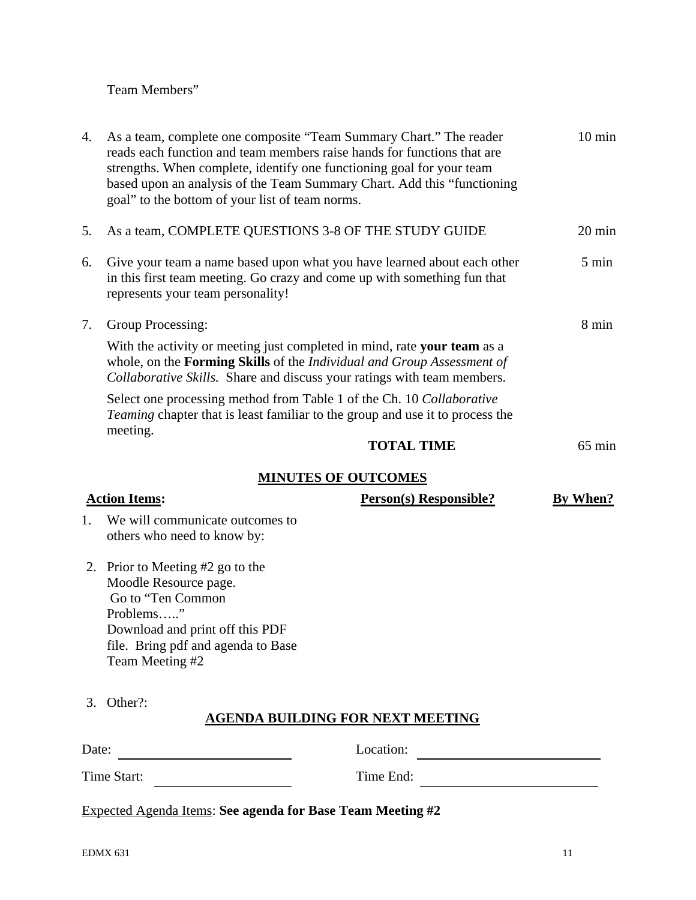Team Members"

4. As a team, complete one composite "Team Summary Chart." The reader reads each function and team members raise hands for functions that are strengths. When complete, identify one functioning goal for your team based upon an analysis of the Team Summary Chart. Add this "functioning goal" to the bottom of your list of team norms. — 10 min

5. As a team, COMPLETE QUESTIONS 3-8 OF THE STUDY GUIDE — 20 min

6. Give your team a name based upon what you have learned about each other in this first team meeting. Go crazy and come up with something fun that represents your team personality! — 5 min

7. Group Processing: — 8 min

   With the activity or meeting just completed in mind, rate **your team** as a whole, on the **Forming Skills** of the *Individual and Group Assessment of Collaborative Skills.* Share and discuss your ratings with team members.

   Select one processing method from Table 1 of the Ch. 10 *Collaborative Teaming* chapter that is least familiar to the group and use it to process the meeting.

**TOTAL TIME** — 65 min

## MINUTES OF OUTCOMES

| Action Items: | Person(s) Responsible? | By When? |
|---|---|---|
| 1. We will communicate outcomes to others who need to know by: | | |
| 2. Prior to Meeting #2 go to the Moodle Resource page. Go to "Ten Common Problems….." Download and print off this PDF file. Bring pdf and agenda to Base Team Meeting #2 | | |
| 3. Other?: | | |

## AGENDA BUILDING FOR NEXT MEETING

Date: ______________________ Location: ______________________

Time Start: ________________ Time End: ______________________

Expected Agenda Items: **See agenda for Base Team Meeting #2**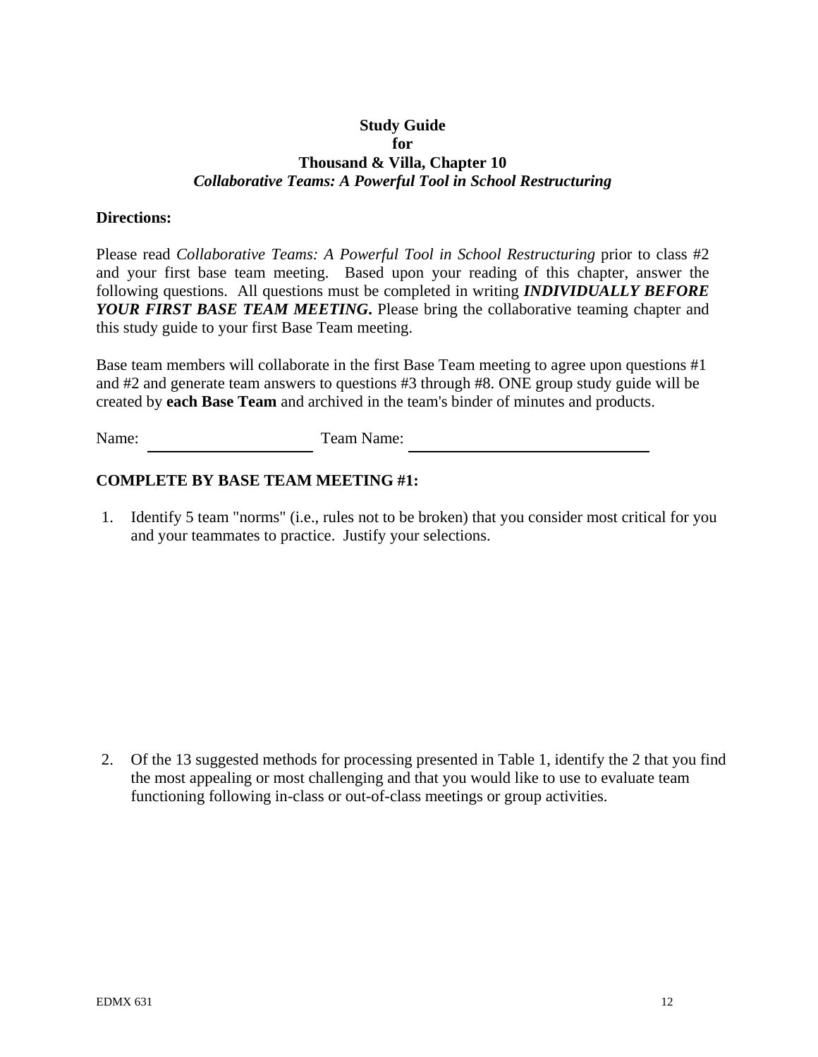**Study Guide**
**for**
**Thousand & Villa, Chapter 10**
***Collaborative Teams: A Powerful Tool in School Restructuring***

**Directions:**

Please read *Collaborative Teams: A Powerful Tool in School Restructuring* prior to class #2 and your first base team meeting. Based upon your reading of this chapter, answer the following questions. All questions must be completed in writing ***INDIVIDUALLY BEFORE YOUR FIRST BASE TEAM MEETING.*** Please bring the collaborative teaming chapter and this study guide to your first Base Team meeting.

Base team members will collaborate in the first Base Team meeting to agree upon questions #1 and #2 and generate team answers to questions #3 through #8. ONE group study guide will be created by **each Base Team** and archived in the team's binder of minutes and products.

Name: ____________________ Team Name: ____________________________

**COMPLETE BY BASE TEAM MEETING #1:**

1. Identify 5 team "norms" (i.e., rules not to be broken) that you consider most critical for you and your teammates to practice. Justify your selections.

2. Of the 13 suggested methods for processing presented in Table 1, identify the 2 that you find the most appealing or most challenging and that you would like to use to evaluate team functioning following in-class or out-of-class meetings or group activities.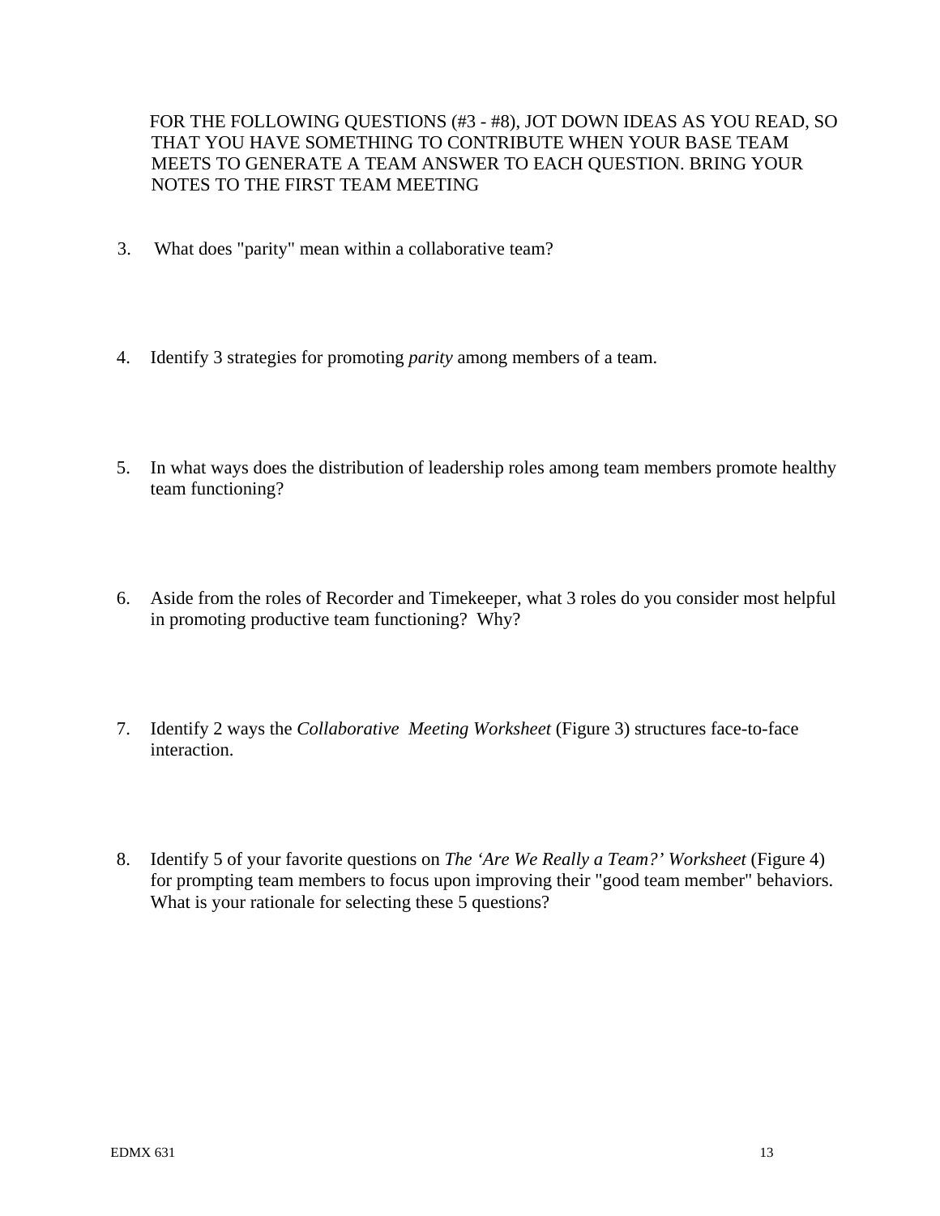FOR THE FOLLOWING QUESTIONS (#3 - #8), JOT DOWN IDEAS AS YOU READ, SO THAT YOU HAVE SOMETHING TO CONTRIBUTE WHEN YOUR BASE TEAM MEETS TO GENERATE A TEAM ANSWER TO EACH QUESTION. BRING YOUR NOTES TO THE FIRST TEAM MEETING

3. What does "parity" mean within a collaborative team?

4. Identify 3 strategies for promoting *parity* among members of a team.

5. In what ways does the distribution of leadership roles among team members promote healthy team functioning?

6. Aside from the roles of Recorder and Timekeeper, what 3 roles do you consider most helpful in promoting productive team functioning? Why?

7. Identify 2 ways the *Collaborative Meeting Worksheet* (Figure 3) structures face-to-face interaction.

8. Identify 5 of your favorite questions on *The 'Are We Really a Team?' Worksheet* (Figure 4) for prompting team members to focus upon improving their "good team member" behaviors. What is your rationale for selecting these 5 questions?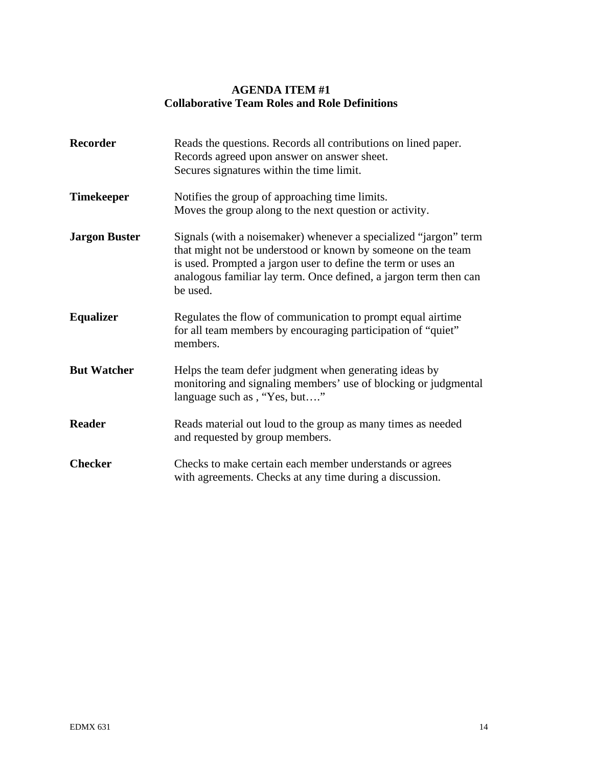**AGENDA ITEM #1**
**Collaborative Team Roles and Role Definitions**

| | |
|---|---|
| **Recorder** | Reads the questions. Records all contributions on lined paper. Records agreed upon answer on answer sheet. Secures signatures within the time limit. |
| **Timekeeper** | Notifies the group of approaching time limits. Moves the group along to the next question or activity. |
| **Jargon Buster** | Signals (with a noisemaker) whenever a specialized "jargon" term that might not be understood or known by someone on the team is used. Prompted a jargon user to define the term or uses an analogous familiar lay term. Once defined, a jargon term then can be used. |
| **Equalizer** | Regulates the flow of communication to prompt equal airtime for all team members by encouraging participation of "quiet" members. |
| **But Watcher** | Helps the team defer judgment when generating ideas by monitoring and signaling members' use of blocking or judgmental language such as , "Yes, but…." |
| **Reader** | Reads material out loud to the group as many times as needed and requested by group members. |
| **Checker** | Checks to make certain each member understands or agrees with agreements. Checks at any time during a discussion. |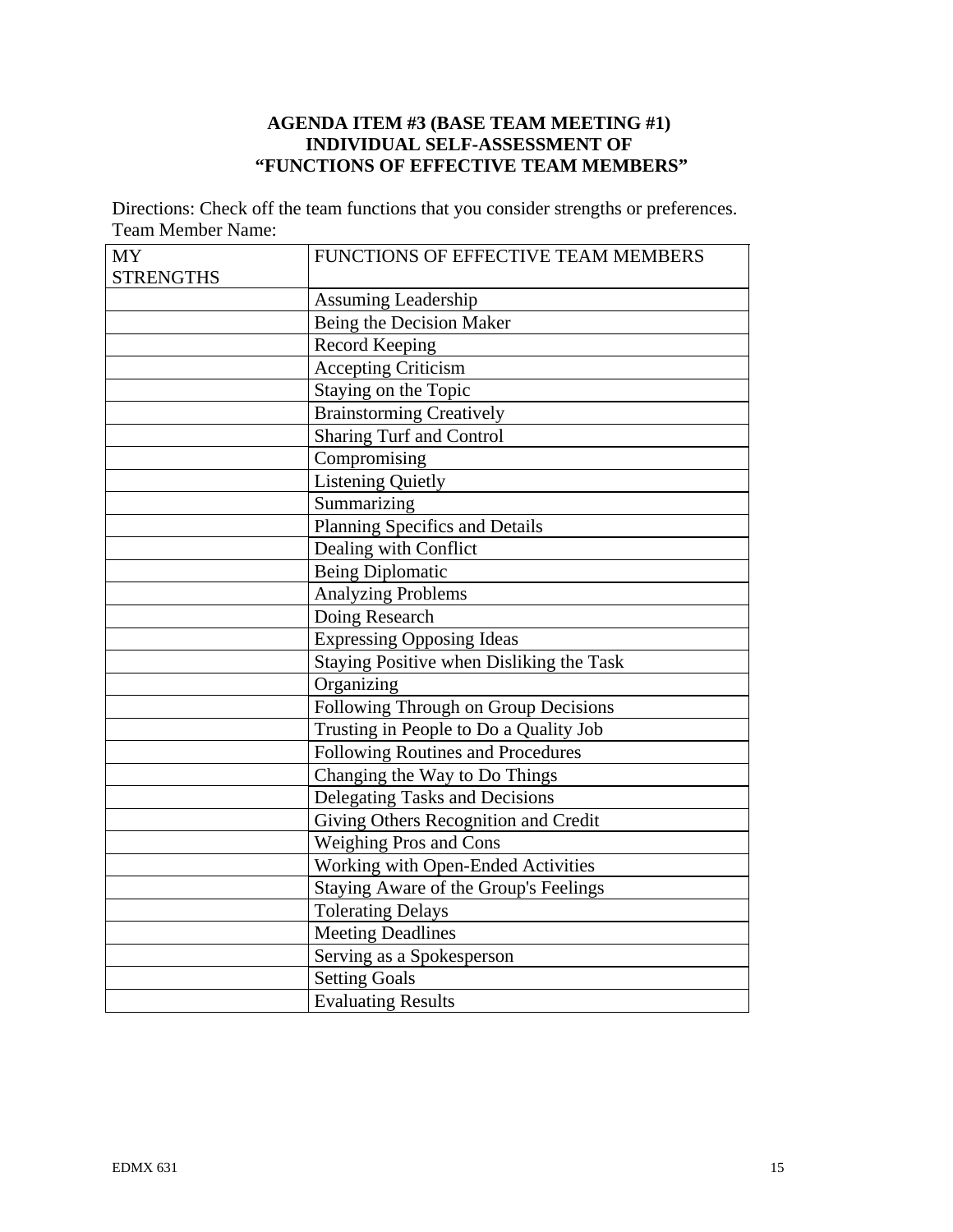**AGENDA ITEM #3 (BASE TEAM MEETING #1)**
**INDIVIDUAL SELF-ASSESSMENT OF**
**"FUNCTIONS OF EFFECTIVE TEAM MEMBERS"**

Directions: Check off the team functions that you consider strengths or preferences.
Team Member Name:

| MY STRENGTHS | FUNCTIONS OF EFFECTIVE TEAM MEMBERS |
|---|---|
| | Assuming Leadership |
| | Being the Decision Maker |
| | Record Keeping |
| | Accepting Criticism |
| | Staying on the Topic |
| | Brainstorming Creatively |
| | Sharing Turf and Control |
| | Compromising |
| | Listening Quietly |
| | Summarizing |
| | Planning Specifics and Details |
| | Dealing with Conflict |
| | Being Diplomatic |
| | Analyzing Problems |
| | Doing Research |
| | Expressing Opposing Ideas |
| | Staying Positive when Disliking the Task |
| | Organizing |
| | Following Through on Group Decisions |
| | Trusting in People to Do a Quality Job |
| | Following Routines and Procedures |
| | Changing the Way to Do Things |
| | Delegating Tasks and Decisions |
| | Giving Others Recognition and Credit |
| | Weighing Pros and Cons |
| | Working with Open-Ended Activities |
| | Staying Aware of the Group's Feelings |
| | Tolerating Delays |
| | Meeting Deadlines |
| | Serving as a Spokesperson |
| | Setting Goals |
| | Evaluating Results |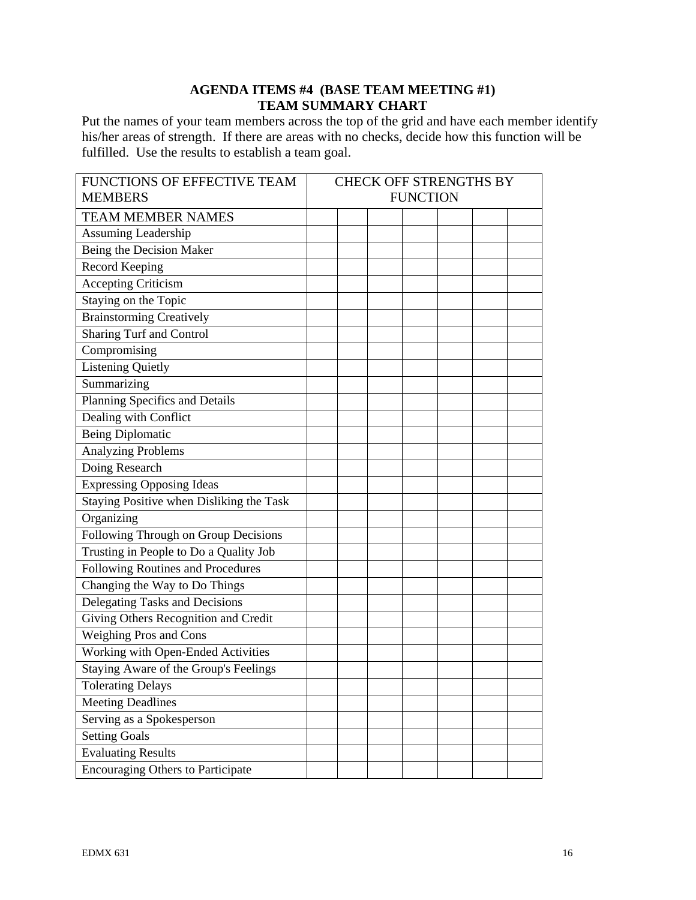**AGENDA ITEMS #4 (BASE TEAM MEETING #1)**
**TEAM SUMMARY CHART**

Put the names of your team members across the top of the grid and have each member identify his/her areas of strength. If there are areas with no checks, decide how this function will be fulfilled. Use the results to establish a team goal.

| FUNCTIONS OF EFFECTIVE TEAM MEMBERS | CHECK OFF STRENGTHS BY FUNCTION | | | | | | |
|---|---|---|---|---|---|---|---|
| TEAM MEMBER NAMES | | | | | | | |
| Assuming Leadership | | | | | | | |
| Being the Decision Maker | | | | | | | |
| Record Keeping | | | | | | | |
| Accepting Criticism | | | | | | | |
| Staying on the Topic | | | | | | | |
| Brainstorming Creatively | | | | | | | |
| Sharing Turf and Control | | | | | | | |
| Compromising | | | | | | | |
| Listening Quietly | | | | | | | |
| Summarizing | | | | | | | |
| Planning Specifics and Details | | | | | | | |
| Dealing with Conflict | | | | | | | |
| Being Diplomatic | | | | | | | |
| Analyzing Problems | | | | | | | |
| Doing Research | | | | | | | |
| Expressing Opposing Ideas | | | | | | | |
| Staying Positive when Disliking the Task | | | | | | | |
| Organizing | | | | | | | |
| Following Through on Group Decisions | | | | | | | |
| Trusting in People to Do a Quality Job | | | | | | | |
| Following Routines and Procedures | | | | | | | |
| Changing the Way to Do Things | | | | | | | |
| Delegating Tasks and Decisions | | | | | | | |
| Giving Others Recognition and Credit | | | | | | | |
| Weighing Pros and Cons | | | | | | | |
| Working with Open-Ended Activities | | | | | | | |
| Staying Aware of the Group's Feelings | | | | | | | |
| Tolerating Delays | | | | | | | |
| Meeting Deadlines | | | | | | | |
| Serving as a Spokesperson | | | | | | | |
| Setting Goals | | | | | | | |
| Evaluating Results | | | | | | | |
| Encouraging Others to Participate | | | | | | | |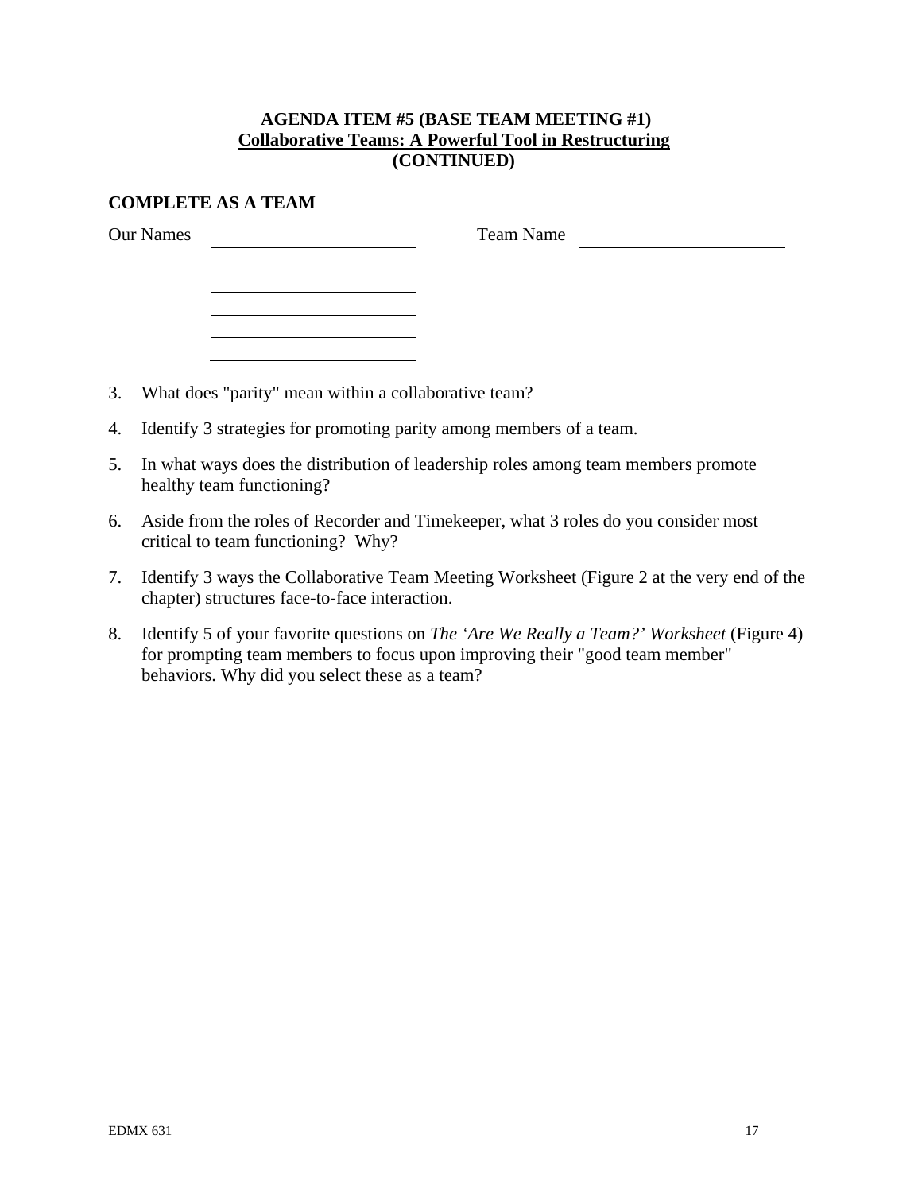**AGENDA ITEM #5 (BASE TEAM MEETING #1)**
**Collaborative Teams: A Powerful Tool in Restructuring**
**(CONTINUED)**

**COMPLETE AS A TEAM**

Our Names ______________________ Team Name ______________________

______________________

______________________

______________________

______________________

______________________

3. What does "parity" mean within a collaborative team?

4. Identify 3 strategies for promoting parity among members of a team.

5. In what ways does the distribution of leadership roles among team members promote healthy team functioning?

6. Aside from the roles of Recorder and Timekeeper, what 3 roles do you consider most critical to team functioning? Why?

7. Identify 3 ways the Collaborative Team Meeting Worksheet (Figure 2 at the very end of the chapter) structures face-to-face interaction.

8. Identify 5 of your favorite questions on *The 'Are We Really a Team?' Worksheet* (Figure 4) for prompting team members to focus upon improving their "good team member" behaviors. Why did you select these as a team?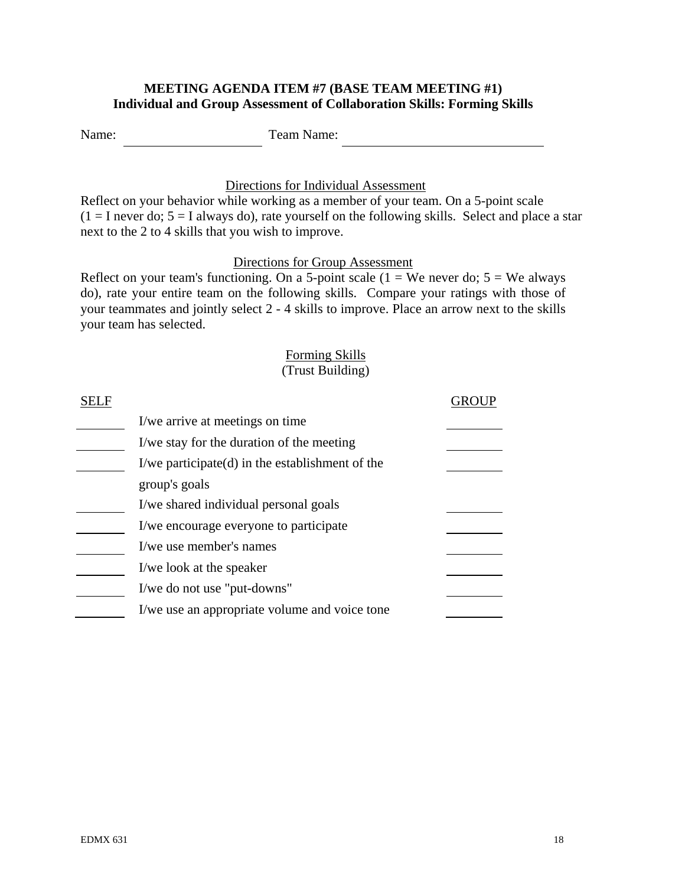**MEETING AGENDA ITEM #7 (BASE TEAM MEETING #1)**
**Individual and Group Assessment of Collaboration Skills: Forming Skills**

Name: ____________________ Team Name: ____________________________

Directions for Individual Assessment

Reflect on your behavior while working as a member of your team. On a 5-point scale (1 = I never do; 5 = I always do), rate yourself on the following skills. Select and place a star next to the 2 to 4 skills that you wish to improve.

Directions for Group Assessment

Reflect on your team's functioning. On a 5-point scale (1 = We never do; 5 = We always do), rate your entire team on the following skills. Compare your ratings with those of your teammates and jointly select 2 - 4 skills to improve. Place an arrow next to the skills your team has selected.

Forming Skills
(Trust Building)

| SELF | | GROUP |
|---|---|---|
| _______ | I/we arrive at meetings on time | _______ |
| _______ | I/we stay for the duration of the meeting | _______ |
| _______ | I/we participate(d) in the establishment of the group's goals | _______ |
| _______ | I/we shared individual personal goals | _______ |
| _______ | I/we encourage everyone to participate | _______ |
| _______ | I/we use member's names | _______ |
| _______ | I/we look at the speaker | _______ |
| _______ | I/we do not use "put-downs" | _______ |
| _______ | I/we use an appropriate volume and voice tone | _______ |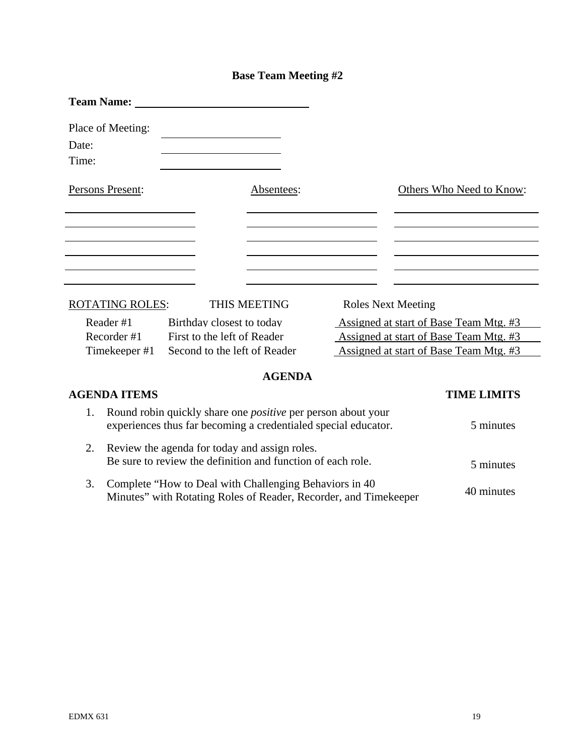# Base Team Meeting #2

**Team Name:** ______________________________

Place of Meeting: ____________________

Date: ____________________

Time: ____________________

| Persons Present: | Absentees: | Others Who Need to Know: |
|---|---|---|
| | | |
| | | |
| | | |
| | | |
| | | |
| | | |

| ROTATING ROLES: | THIS MEETING | Roles Next Meeting |
|---|---|---|
| Reader #1 | Birthday closest to today | Assigned at start of Base Team Mtg. #3 |
| Recorder #1 | First to the left of Reader | Assigned at start of Base Team Mtg. #3 |
| Timekeeper #1 | Second to the left of Reader | Assigned at start of Base Team Mtg. #3 |

## AGENDA

| AGENDA ITEMS | TIME LIMITS |
|---|---|
| 1. Round robin quickly share one *positive* per person about your experiences thus far becoming a credentialed special educator. | 5 minutes |
| 2. Review the agenda for today and assign roles. Be sure to review the definition and function of each role. | 5 minutes |
| 3. Complete "How to Deal with Challenging Behaviors in 40 Minutes" with Rotating Roles of Reader, Recorder, and Timekeeper | 40 minutes |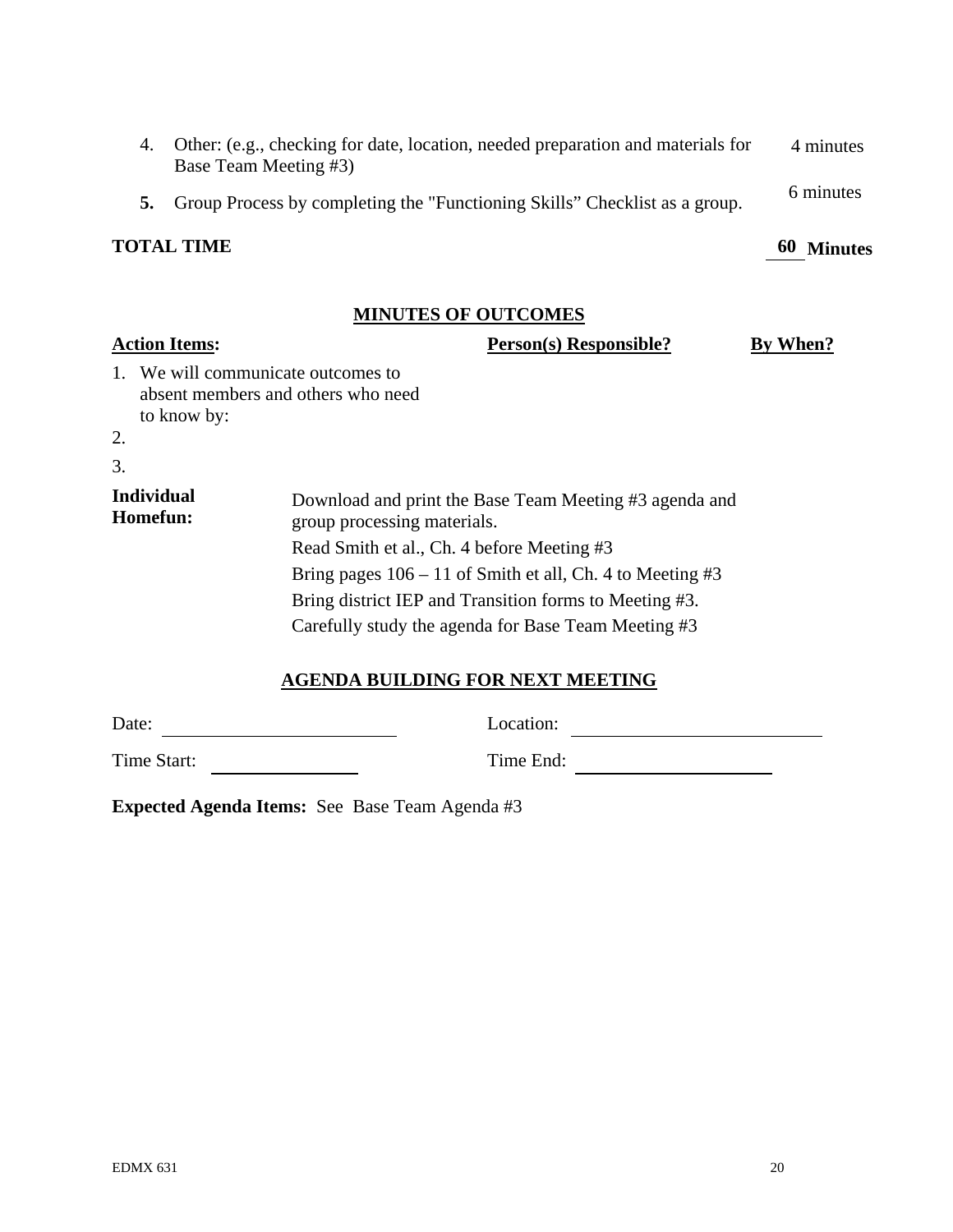4. Other: (e.g., checking for date, location, needed preparation and materials for Base Team Meeting #3) — 4 minutes
5. **5.** Group Process by completing the "Functioning Skills" Checklist as a group. — 6 minutes

**TOTAL TIME** **60 Minutes**

## MINUTES OF OUTCOMES

| **Action Items:** | **Person(s) Responsible?** | **By When?** |
|---|---|---|
| 1. We will communicate outcomes to absent members and others who need to know by: | | |
| 2. | | |
| 3. | | |

**Individual Homefun:**

Download and print the Base Team Meeting #3 agenda and group processing materials.

Read Smith et al., Ch. 4 before Meeting #3

Bring pages 106 – 11 of Smith et all, Ch. 4 to Meeting #3

Bring district IEP and Transition forms to Meeting #3.

Carefully study the agenda for Base Team Meeting #3

## AGENDA BUILDING FOR NEXT MEETING

Date: ____________________ Location: ____________________

Time Start: ______________ Time End: ____________________

**Expected Agenda Items:** See Base Team Agenda #3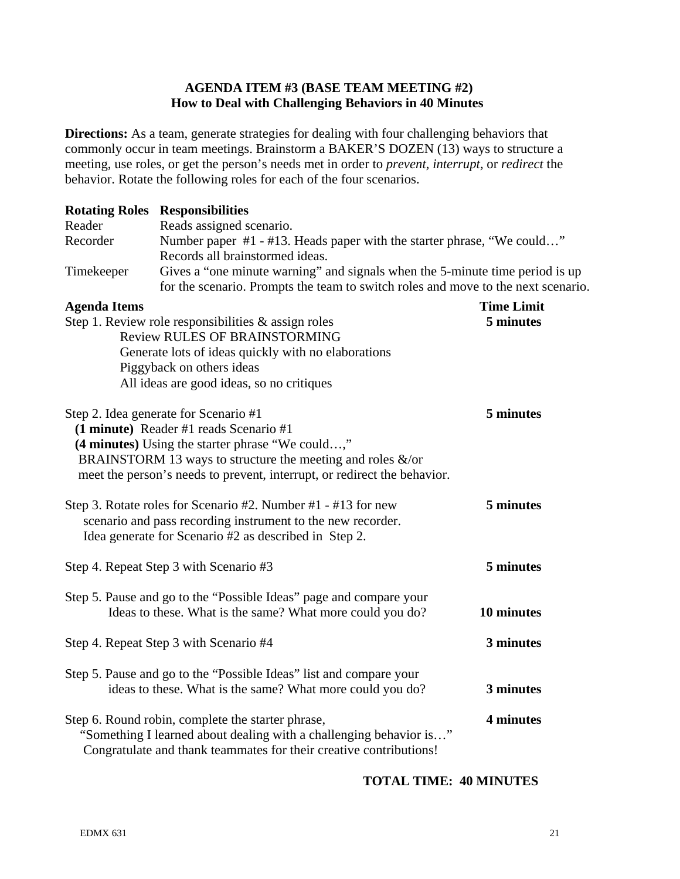**AGENDA ITEM #3 (BASE TEAM MEETING #2)**
**How to Deal with Challenging Behaviors in 40 Minutes**

**Directions:** As a team, generate strategies for dealing with four challenging behaviors that commonly occur in team meetings. Brainstorm a BAKER'S DOZEN (13) ways to structure a meeting, use roles, or get the person's needs met in order to *prevent, interrupt,* or *redirect* the behavior. Rotate the following roles for each of the four scenarios.

| Rotating Roles | Responsibilities |
|---|---|
| Reader | Reads assigned scenario. |
| Recorder | Number paper #1 - #13. Heads paper with the starter phrase, "We could…" Records all brainstormed ideas. |
| Timekeeper | Gives a "one minute warning" and signals when the 5-minute time period is up for the scenario. Prompts the team to switch roles and move to the next scenario. |

| Agenda Items | Time Limit |
|---|---|
| Step 1. Review role responsibilities & assign roles<br>Review RULES OF BRAINSTORMING<br>Generate lots of ideas quickly with no elaborations<br>Piggyback on others ideas<br>All ideas are good ideas, so no critiques | **5 minutes** |
| Step 2. Idea generate for Scenario #1<br>**(1 minute)** Reader #1 reads Scenario #1<br>**(4 minutes)** Using the starter phrase "We could…,"<br>BRAINSTORM 13 ways to structure the meeting and roles &/or meet the person's needs to prevent, interrupt, or redirect the behavior. | **5 minutes** |
| Step 3. Rotate roles for Scenario #2. Number #1 - #13 for new scenario and pass recording instrument to the new recorder. Idea generate for Scenario #2 as described in Step 2. | **5 minutes** |
| Step 4. Repeat Step 3 with Scenario #3 | **5 minutes** |
| Step 5. Pause and go to the "Possible Ideas" page and compare your Ideas to these. What is the same? What more could you do? | **10 minutes** |
| Step 4. Repeat Step 3 with Scenario #4 | **3 minutes** |
| Step 5. Pause and go to the "Possible Ideas" list and compare your ideas to these. What is the same? What more could you do? | **3 minutes** |
| Step 6. Round robin, complete the starter phrase,<br>"Something I learned about dealing with a challenging behavior is…"<br>Congratulate and thank teammates for their creative contributions! | **4 minutes** |

**TOTAL TIME: 40 MINUTES**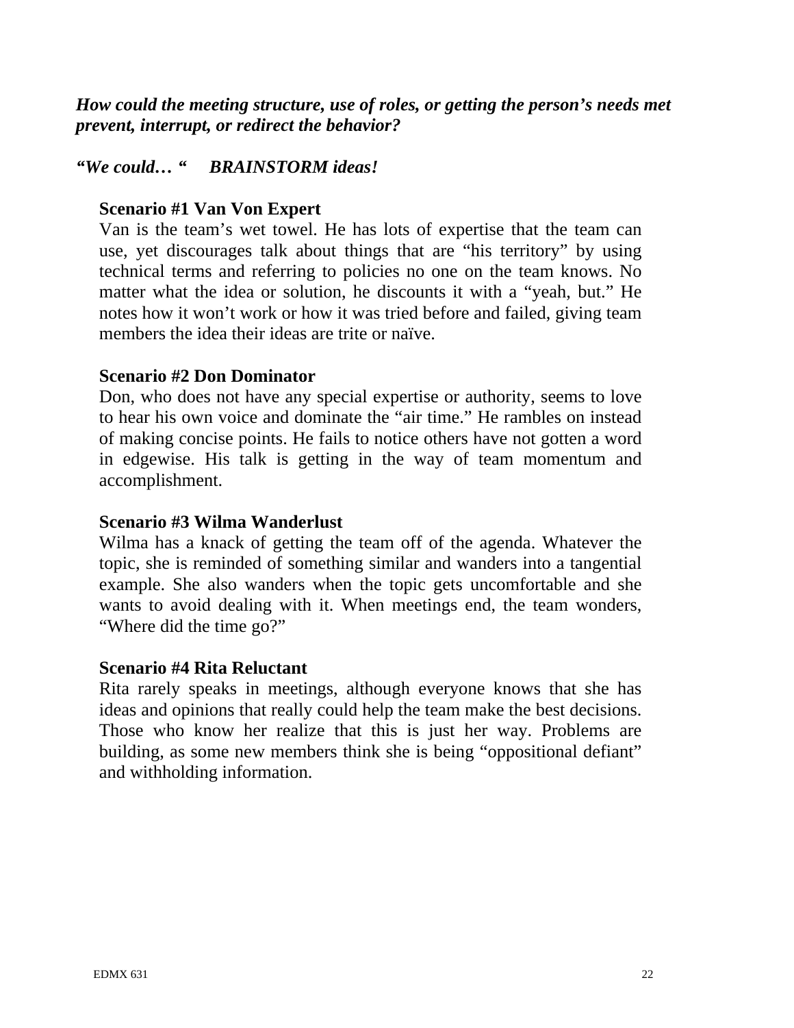***How could the meeting structure, use of roles, or getting the person's needs met prevent, interrupt, or redirect the behavior?***

***"We could… "     BRAINSTORM ideas!***

**Scenario #1 Van Von Expert**

Van is the team's wet towel. He has lots of expertise that the team can use, yet discourages talk about things that are "his territory" by using technical terms and referring to policies no one on the team knows. No matter what the idea or solution, he discounts it with a "yeah, but." He notes how it won't work or how it was tried before and failed, giving team members the idea their ideas are trite or naïve.

**Scenario #2 Don Dominator**

Don, who does not have any special expertise or authority, seems to love to hear his own voice and dominate the "air time." He rambles on instead of making concise points. He fails to notice others have not gotten a word in edgewise. His talk is getting in the way of team momentum and accomplishment.

**Scenario #3 Wilma Wanderlust**

Wilma has a knack of getting the team off of the agenda. Whatever the topic, she is reminded of something similar and wanders into a tangential example. She also wanders when the topic gets uncomfortable and she wants to avoid dealing with it. When meetings end, the team wonders, "Where did the time go?"

**Scenario #4 Rita Reluctant**

Rita rarely speaks in meetings, although everyone knows that she has ideas and opinions that really could help the team make the best decisions. Those who know her realize that this is just her way. Problems are building, as some new members think she is being "oppositional defiant" and withholding information.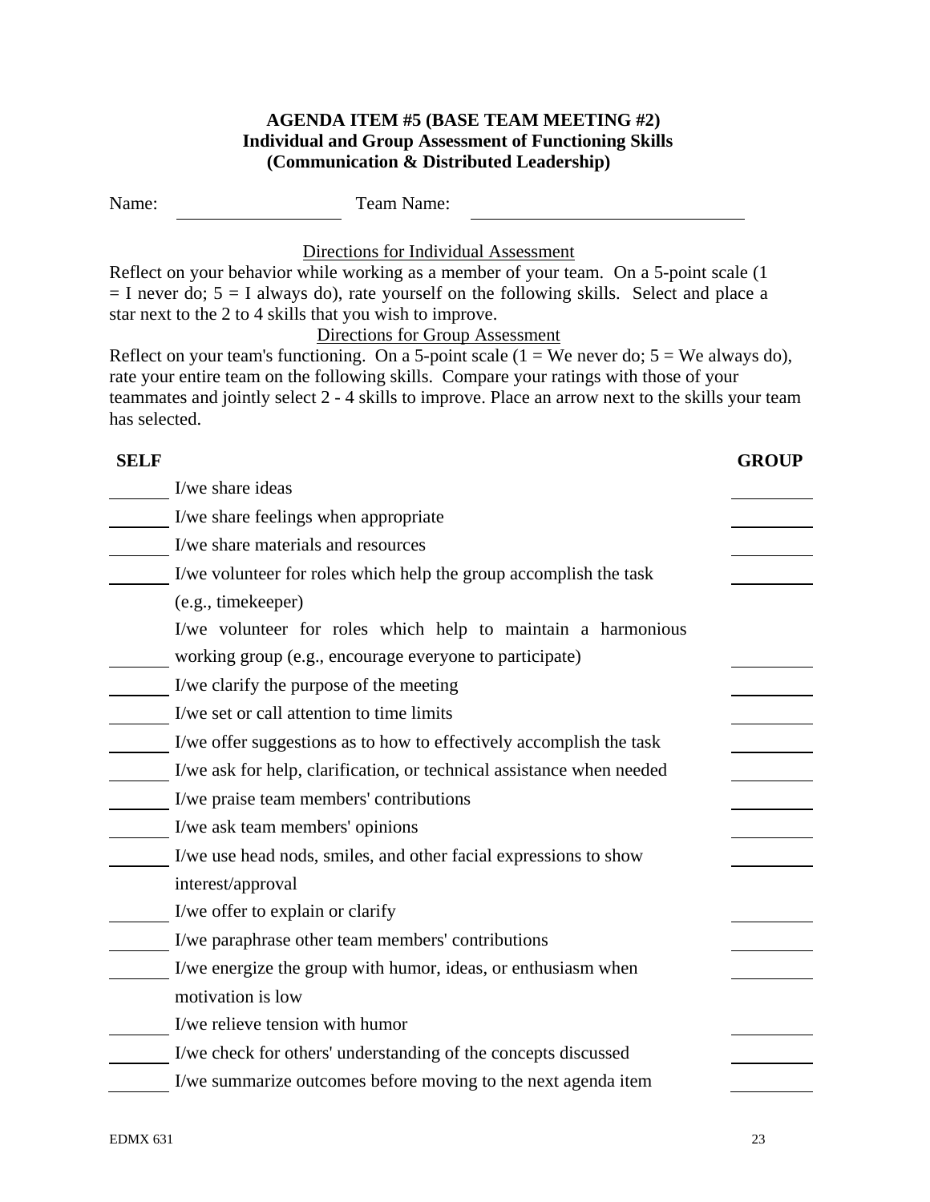**AGENDA ITEM #5 (BASE TEAM MEETING #2)**
**Individual and Group Assessment of Functioning Skills**
**(Communication & Distributed Leadership)**

Name: ______________ Team Name: ______________________

Directions for Individual Assessment

Reflect on your behavior while working as a member of your team. On a 5-point scale (1 = I never do; 5 = I always do), rate yourself on the following skills. Select and place a star next to the 2 to 4 skills that you wish to improve.

Directions for Group Assessment

Reflect on your team's functioning. On a 5-point scale (1 = We never do; 5 = We always do), rate your entire team on the following skills. Compare your ratings with those of your teammates and jointly select 2 - 4 skills to improve. Place an arrow next to the skills your team has selected.

| SELF | | GROUP |
|---|---|---|
| _____ | I/we share ideas | _____ |
| _____ | I/we share feelings when appropriate | _____ |
| _____ | I/we share materials and resources | _____ |
| _____ | I/we volunteer for roles which help the group accomplish the task (e.g., timekeeper) | _____ |
| _____ | I/we volunteer for roles which help to maintain a harmonious working group (e.g., encourage everyone to participate) | _____ |
| _____ | I/we clarify the purpose of the meeting | _____ |
| _____ | I/we set or call attention to time limits | _____ |
| _____ | I/we offer suggestions as to how to effectively accomplish the task | _____ |
| _____ | I/we ask for help, clarification, or technical assistance when needed | _____ |
| _____ | I/we praise team members' contributions | _____ |
| _____ | I/we ask team members' opinions | _____ |
| _____ | I/we use head nods, smiles, and other facial expressions to show interest/approval | _____ |
| _____ | I/we offer to explain or clarify | _____ |
| _____ | I/we paraphrase other team members' contributions | _____ |
| _____ | I/we energize the group with humor, ideas, or enthusiasm when motivation is low | _____ |
| _____ | I/we relieve tension with humor | _____ |
| _____ | I/we check for others' understanding of the concepts discussed | _____ |
| _____ | I/we summarize outcomes before moving to the next agenda item | _____ |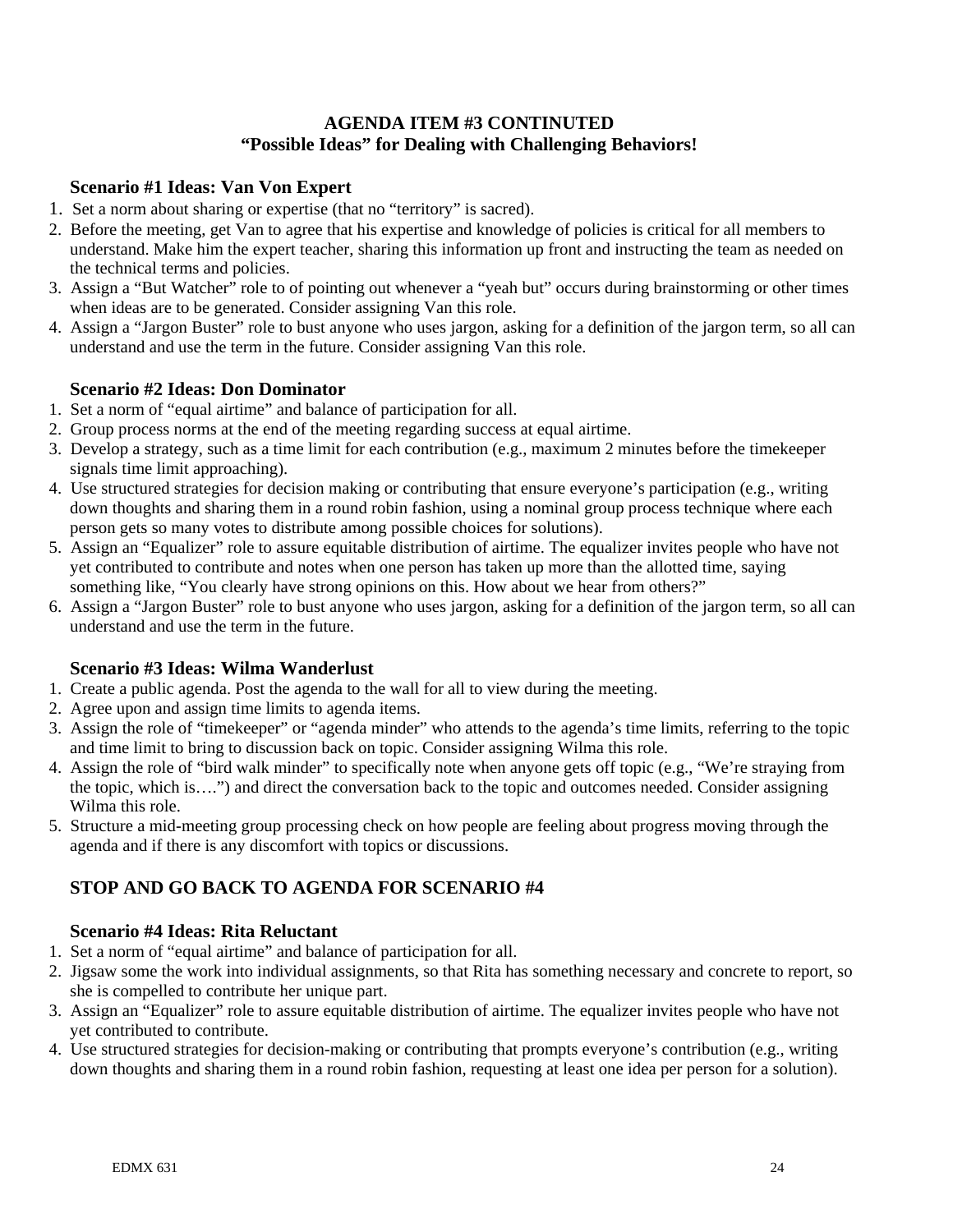## AGENDA ITEM #3 CONTINUTED
## "Possible Ideas" for Dealing with Challenging Behaviors!

### Scenario #1 Ideas: Van Von Expert

1. Set a norm about sharing or expertise (that no "territory" is sacred).
2. Before the meeting, get Van to agree that his expertise and knowledge of policies is critical for all members to understand. Make him the expert teacher, sharing this information up front and instructing the team as needed on the technical terms and policies.
3. Assign a "But Watcher" role to of pointing out whenever a "yeah but" occurs during brainstorming or other times when ideas are to be generated. Consider assigning Van this role.
4. Assign a "Jargon Buster" role to bust anyone who uses jargon, asking for a definition of the jargon term, so all can understand and use the term in the future. Consider assigning Van this role.

### Scenario #2 Ideas: Don Dominator

1. Set a norm of "equal airtime" and balance of participation for all.
2. Group process norms at the end of the meeting regarding success at equal airtime.
3. Develop a strategy, such as a time limit for each contribution (e.g., maximum 2 minutes before the timekeeper signals time limit approaching).
4. Use structured strategies for decision making or contributing that ensure everyone's participation (e.g., writing down thoughts and sharing them in a round robin fashion, using a nominal group process technique where each person gets so many votes to distribute among possible choices for solutions).
5. Assign an "Equalizer" role to assure equitable distribution of airtime. The equalizer invites people who have not yet contributed to contribute and notes when one person has taken up more than the allotted time, saying something like, "You clearly have strong opinions on this. How about we hear from others?"
6. Assign a "Jargon Buster" role to bust anyone who uses jargon, asking for a definition of the jargon term, so all can understand and use the term in the future.

### Scenario #3 Ideas: Wilma Wanderlust

1. Create a public agenda. Post the agenda to the wall for all to view during the meeting.
2. Agree upon and assign time limits to agenda items.
3. Assign the role of "timekeeper" or "agenda minder" who attends to the agenda's time limits, referring to the topic and time limit to bring to discussion back on topic. Consider assigning Wilma this role.
4. Assign the role of "bird walk minder" to specifically note when anyone gets off topic (e.g., "We're straying from the topic, which is….") and direct the conversation back to the topic and outcomes needed. Consider assigning Wilma this role.
5. Structure a mid-meeting group processing check on how people are feeling about progress moving through the agenda and if there is any discomfort with topics or discussions.

### STOP AND GO BACK TO AGENDA FOR SCENARIO #4

### Scenario #4 Ideas: Rita Reluctant

1. Set a norm of "equal airtime" and balance of participation for all.
2. Jigsaw some the work into individual assignments, so that Rita has something necessary and concrete to report, so she is compelled to contribute her unique part.
3. Assign an "Equalizer" role to assure equitable distribution of airtime. The equalizer invites people who have not yet contributed to contribute.
4. Use structured strategies for decision-making or contributing that prompts everyone's contribution (e.g., writing down thoughts and sharing them in a round robin fashion, requesting at least one idea per person for a solution).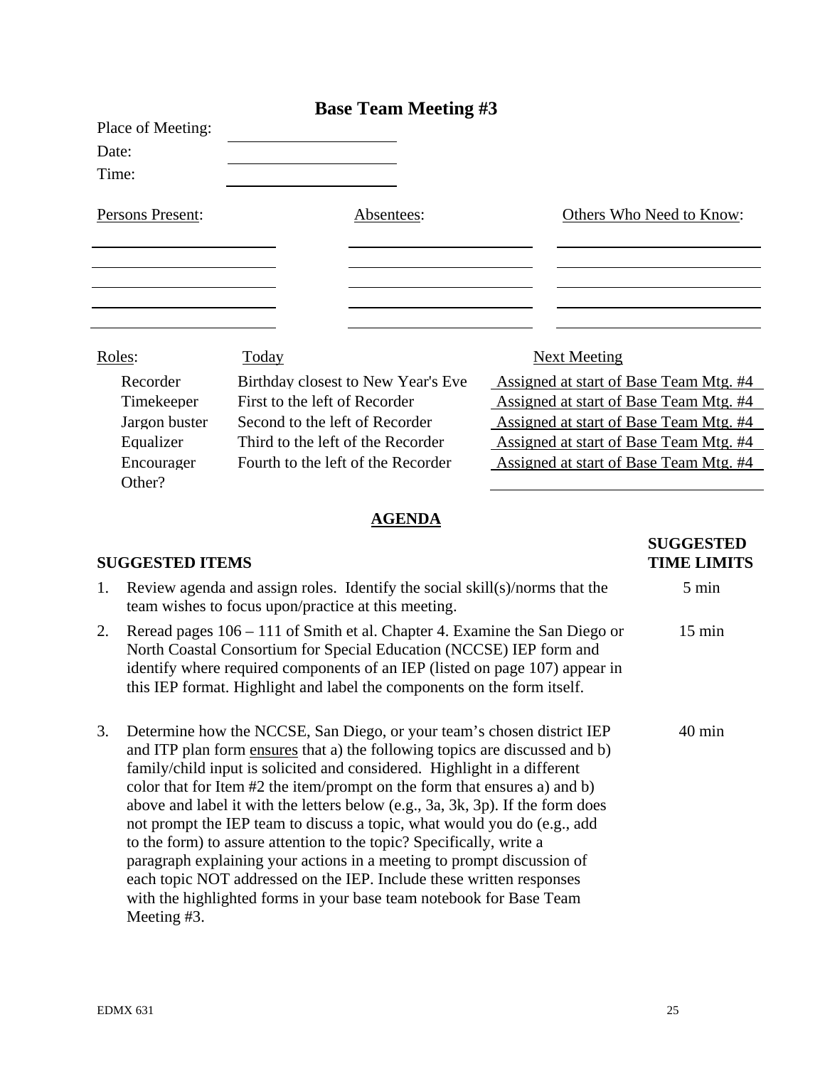# Base Team Meeting #3

Place of Meeting: \_\_\_\_\_\_\_\_\_\_\_\_\_\_\_\_

Date: \_\_\_\_\_\_\_\_\_\_\_\_\_\_\_\_

Time: \_\_\_\_\_\_\_\_\_\_\_\_\_\_\_\_

| Persons Present: | Absentees: | Others Who Need to Know: |
| --- | --- | --- |
| | | |
| | | |
| | | |
| | | |
| | | |

| Roles: | Today | Next Meeting |
| --- | --- | --- |
| Recorder | Birthday closest to New Year's Eve | Assigned at start of Base Team Mtg. #4 |
| Timekeeper | First to the left of Recorder | Assigned at start of Base Team Mtg. #4 |
| Jargon buster | Second to the left of Recorder | Assigned at start of Base Team Mtg. #4 |
| Equalizer | Third to the left of the Recorder | Assigned at start of Base Team Mtg. #4 |
| Encourager | Fourth to the left of the Recorder | Assigned at start of Base Team Mtg. #4 |
| Other? | | |

## AGENDA

| SUGGESTED ITEMS | SUGGESTED TIME LIMITS |
| --- | --- |
| 1. Review agenda and assign roles. Identify the social skill(s)/norms that the team wishes to focus upon/practice at this meeting. | 5 min |
| 2. Reread pages 106 – 111 of Smith et al. Chapter 4. Examine the San Diego or North Coastal Consortium for Special Education (NCCSE) IEP form and identify where required components of an IEP (listed on page 107) appear in this IEP format. Highlight and label the components on the form itself. | 15 min |
| 3. Determine how the NCCSE, San Diego, or your team's chosen district IEP and ITP plan form <u>ensures</u> that a) the following topics are discussed and b) family/child input is solicited and considered. Highlight in a different color that for Item #2 the item/prompt on the form that ensures a) and b) above and label it with the letters below (e.g., 3a, 3k, 3p). If the form does not prompt the IEP team to discuss a topic, what would you do (e.g., add to the form) to assure attention to the topic? Specifically, write a paragraph explaining your actions in a meeting to prompt discussion of each topic NOT addressed on the IEP. Include these written responses with the highlighted forms in your base team notebook for Base Team Meeting #3. | 40 min |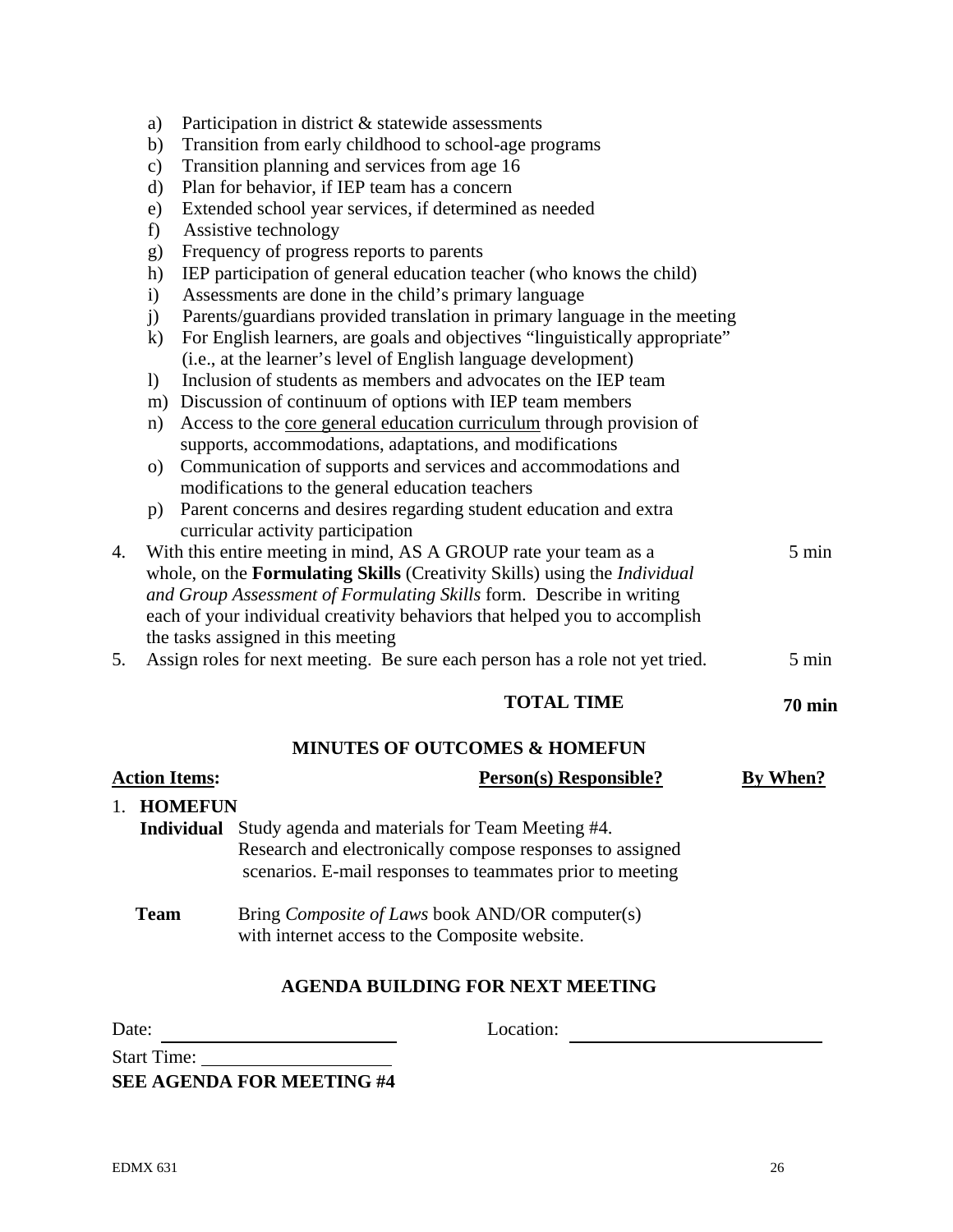a) Participation in district & statewide assessments
   b) Transition from early childhood to school-age programs
   c) Transition planning and services from age 16
   d) Plan for behavior, if IEP team has a concern
   e) Extended school year services, if determined as needed
   f) Assistive technology
   g) Frequency of progress reports to parents
   h) IEP participation of general education teacher (who knows the child)
   i) Assessments are done in the child's primary language
   j) Parents/guardians provided translation in primary language in the meeting
   k) For English learners, are goals and objectives "linguistically appropriate" (i.e., at the learner's level of English language development)
   l) Inclusion of students as members and advocates on the IEP team
   m) Discussion of continuum of options with IEP team members
   n) Access to the core general education curriculum through provision of supports, accommodations, adaptations, and modifications
   o) Communication of supports and services and accommodations and modifications to the general education teachers
   p) Parent concerns and desires regarding student education and extra curricular activity participation

4. With this entire meeting in mind, AS A GROUP rate your team as a whole, on the **Formulating Skills** (Creativity Skills) using the *Individual and Group Assessment of Formulating Skills* form. Describe in writing each of your individual creativity behaviors that helped you to accomplish the tasks assigned in this meeting — 5 min
5. Assign roles for next meeting. Be sure each person has a role not yet tried. — 5 min

**TOTAL TIME** **70 min**

**MINUTES OF OUTCOMES & HOMEFUN**

| Action Items: | Person(s) Responsible? | By When? |
|---|---|---|
| 1. **HOMEFUN** | | |
| **Individual** Study agenda and materials for Team Meeting #4. Research and electronically compose responses to assigned scenarios. E-mail responses to teammates prior to meeting | | |
| **Team** Bring *Composite of Laws* book AND/OR computer(s) with internet access to the Composite website. | | |

**AGENDA BUILDING FOR NEXT MEETING**

Date: ______________________ Location: ______________________

Start Time: ________________

**SEE AGENDA FOR MEETING #4**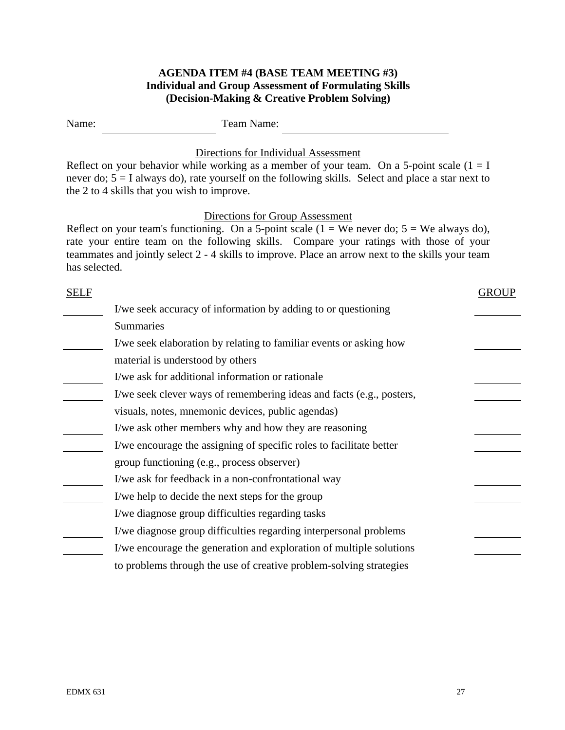**AGENDA ITEM #4 (BASE TEAM MEETING #3)**
**Individual and Group Assessment of Formulating Skills**
**(Decision-Making & Creative Problem Solving)**

Name: ____________________ Team Name: ______________________________

Directions for Individual Assessment

Reflect on your behavior while working as a member of your team. On a 5-point scale (1 = I never do; 5 = I always do), rate yourself on the following skills. Select and place a star next to the 2 to 4 skills that you wish to improve.

Directions for Group Assessment

Reflect on your team's functioning. On a 5-point scale (1 = We never do; 5 = We always do), rate your entire team on the following skills. Compare your ratings with those of your teammates and jointly select 2 - 4 skills to improve. Place an arrow next to the skills your team has selected.

| SELF | | GROUP |
|---|---|---|
| ______ | I/we seek accuracy of information by adding to or questioning Summaries | ______ |
| ______ | I/we seek elaboration by relating to familiar events or asking how material is understood by others | ______ |
| ______ | I/we ask for additional information or rationale | ______ |
| ______ | I/we seek clever ways of remembering ideas and facts (e.g., posters, visuals, notes, mnemonic devices, public agendas) | ______ |
| ______ | I/we ask other members why and how they are reasoning | ______ |
| ______ | I/we encourage the assigning of specific roles to facilitate better group functioning (e.g., process observer) | ______ |
| ______ | I/we ask for feedback in a non-confrontational way | ______ |
| ______ | I/we help to decide the next steps for the group | ______ |
| ______ | I/we diagnose group difficulties regarding tasks | ______ |
| ______ | I/we diagnose group difficulties regarding interpersonal problems | ______ |
| ______ | I/we encourage the generation and exploration of multiple solutions to problems through the use of creative problem-solving strategies | ______ |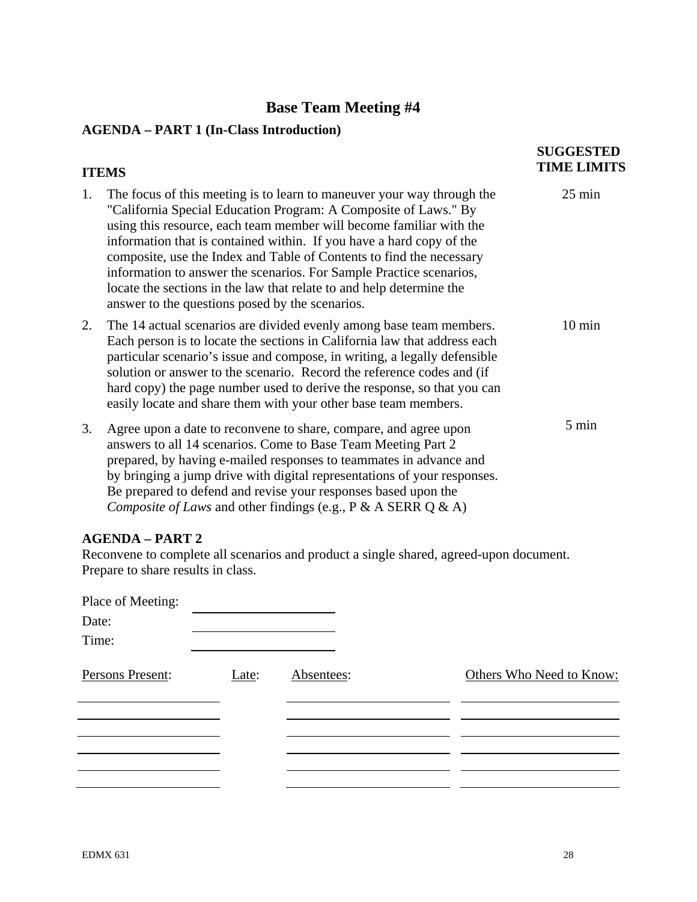# Base Team Meeting #4

**AGENDA – PART 1 (In-Class Introduction)**

| ITEMS | SUGGESTED TIME LIMITS |
|---|---|
| 1. The focus of this meeting is to learn to maneuver your way through the "California Special Education Program: A Composite of Laws." By using this resource, each team member will become familiar with the information that is contained within. If you have a hard copy of the composite, use the Index and Table of Contents to find the necessary information to answer the scenarios. For Sample Practice scenarios, locate the sections in the law that relate to and help determine the answer to the questions posed by the scenarios. | 25 min |
| 2. The 14 actual scenarios are divided evenly among base team members. Each person is to locate the sections in California law that address each particular scenario's issue and compose, in writing, a legally defensible solution or answer to the scenario. Record the reference codes and (if hard copy) the page number used to derive the response, so that you can easily locate and share them with your other base team members. | 10 min |
| 3. Agree upon a date to reconvene to share, compare, and agree upon answers to all 14 scenarios. Come to Base Team Meeting Part 2 prepared, by having e-mailed responses to teammates in advance and by bringing a jump drive with digital representations of your responses. Be prepared to defend and revise your responses based upon the *Composite of Laws* and other findings (e.g., P & A SERR Q & A) | 5 min |

**AGENDA – PART 2**

Reconvene to complete all scenarios and product a single shared, agreed-upon document. Prepare to share results in class.

Place of Meeting: ____________________

Date: ____________________

Time: ____________________

| Persons Present: | Late: | Absentees: | Others Who Need to Know: |
|---|---|---|---|
| | | | |
| | | | |
| | | | |
| | | | |
| | | | |
| | | | |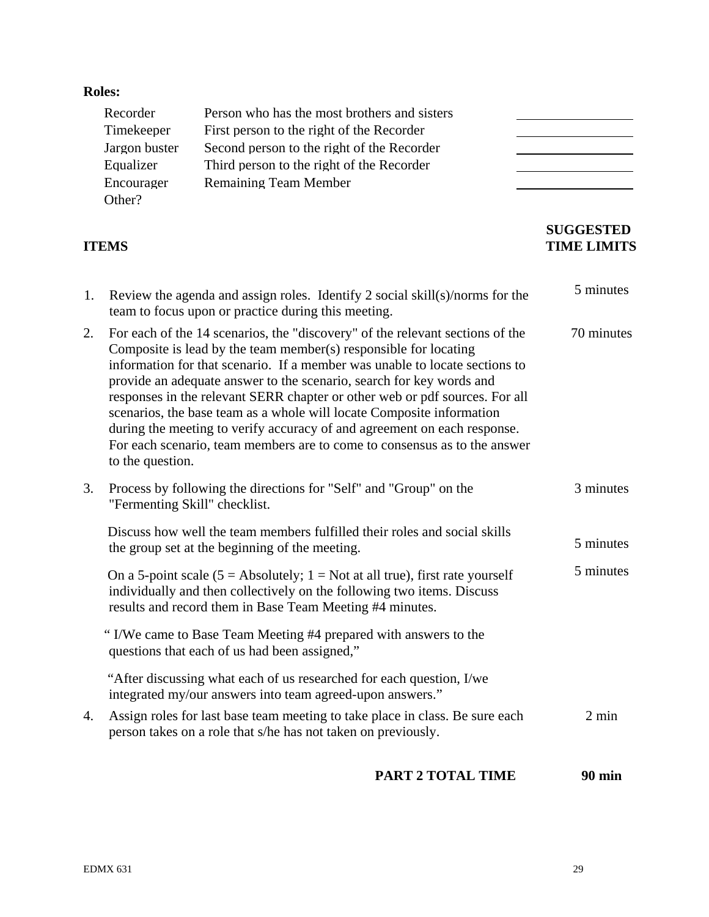**Roles:**

| | | |
|---|---|---|
| Recorder | Person who has the most brothers and sisters | ____________ |
| Timekeeper | First person to the right of the Recorder | ____________ |
| Jargon buster | Second person to the right of the Recorder | ____________ |
| Equalizer | Third person to the right of the Recorder | ____________ |
| Encourager | Remaining Team Member | ____________ |
| Other? | | |

| **ITEMS** | **SUGGESTED TIME LIMITS** |
|---|---|
| 1. Review the agenda and assign roles. Identify 2 social skill(s)/norms for the team to focus upon or practice during this meeting. | 5 minutes |
| 2. For each of the 14 scenarios, the "discovery" of the relevant sections of the Composite is lead by the team member(s) responsible for locating information for that scenario. If a member was unable to locate sections to provide an adequate answer to the scenario, search for key words and responses in the relevant SERR chapter or other web or pdf sources. For all scenarios, the base team as a whole will locate Composite information during the meeting to verify accuracy of and agreement on each response. For each scenario, team members are to come to consensus as to the answer to the question. | 70 minutes |
| 3. Process by following the directions for "Self" and "Group" on the "Fermenting Skill" checklist. | 3 minutes |
| Discuss how well the team members fulfilled their roles and social skills the group set at the beginning of the meeting. | 5 minutes |
| On a 5-point scale (5 = Absolutely; 1 = Not at all true), first rate yourself individually and then collectively on the following two items. Discuss results and record them in Base Team Meeting #4 minutes. | 5 minutes |
| " I/We came to Base Team Meeting #4 prepared with answers to the questions that each of us had been assigned," | |
| "After discussing what each of us researched for each question, I/we integrated my/our answers into team agreed-upon answers." | |
| 4. Assign roles for last base team meeting to take place in class. Be sure each person takes on a role that s/he has not taken on previously. | 2 min |
| **PART 2 TOTAL TIME** | **90 min** |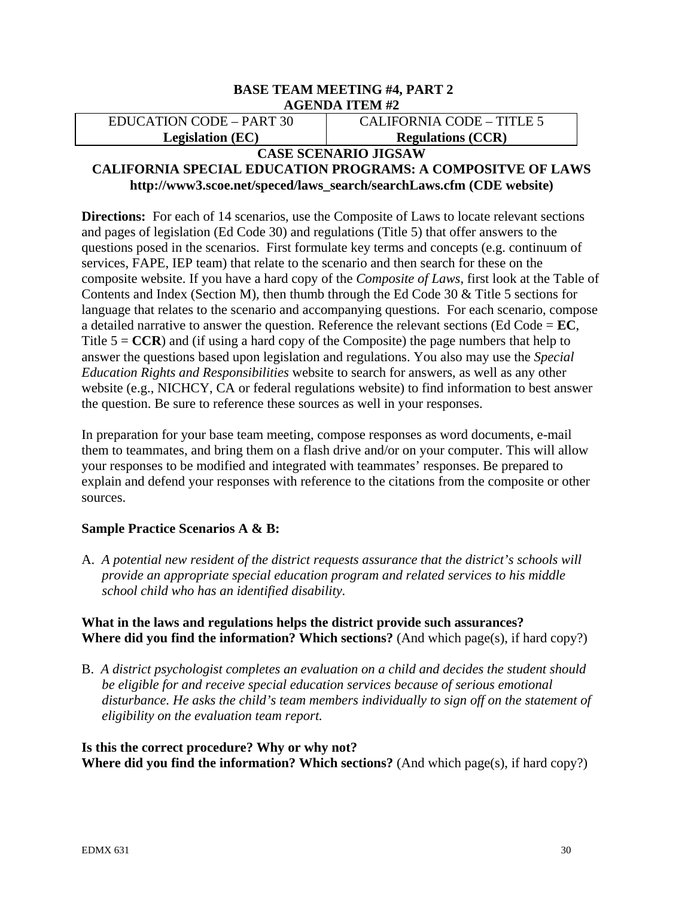**BASE TEAM MEETING #4, PART 2**
**AGENDA ITEM #2**

| EDUCATION CODE – PART 30 **Legislation (EC)** | CALIFORNIA CODE – TITLE 5 **Regulations (CCR)** |
|---|---|

**CASE SCENARIO JIGSAW**
**CALIFORNIA SPECIAL EDUCATION PROGRAMS: A COMPOSITVE OF LAWS**
**http://www3.scoe.net/speced/laws_search/searchLaws.cfm (CDE website)**

**Directions:** For each of 14 scenarios, use the Composite of Laws to locate relevant sections and pages of legislation (Ed Code 30) and regulations (Title 5) that offer answers to the questions posed in the scenarios. First formulate key terms and concepts (e.g. continuum of services, FAPE, IEP team) that relate to the scenario and then search for these on the composite website. If you have a hard copy of the *Composite of Laws*, first look at the Table of Contents and Index (Section M), then thumb through the Ed Code 30 & Title 5 sections for language that relates to the scenario and accompanying questions. For each scenario, compose a detailed narrative to answer the question. Reference the relevant sections (Ed Code = **EC**, Title 5 = **CCR**) and (if using a hard copy of the Composite) the page numbers that help to answer the questions based upon legislation and regulations. You also may use the *Special Education Rights and Responsibilities* website to search for answers, as well as any other website (e.g., NICHCY, CA or federal regulations website) to find information to best answer the question. Be sure to reference these sources as well in your responses.

In preparation for your base team meeting, compose responses as word documents, e-mail them to teammates, and bring them on a flash drive and/or on your computer. This will allow your responses to be modified and integrated with teammates' responses. Be prepared to explain and defend your responses with reference to the citations from the composite or other sources.

**Sample Practice Scenarios A & B:**

A. *A potential new resident of the district requests assurance that the district's schools will provide an appropriate special education program and related services to his middle school child who has an identified disability.*

**What in the laws and regulations helps the district provide such assurances?**
**Where did you find the information? Which sections?** (And which page(s), if hard copy?)

B. *A district psychologist completes an evaluation on a child and decides the student should be eligible for and receive special education services because of serious emotional disturbance. He asks the child's team members individually to sign off on the statement of eligibility on the evaluation team report.*

**Is this the correct procedure? Why or why not?**
**Where did you find the information? Which sections?** (And which page(s), if hard copy?)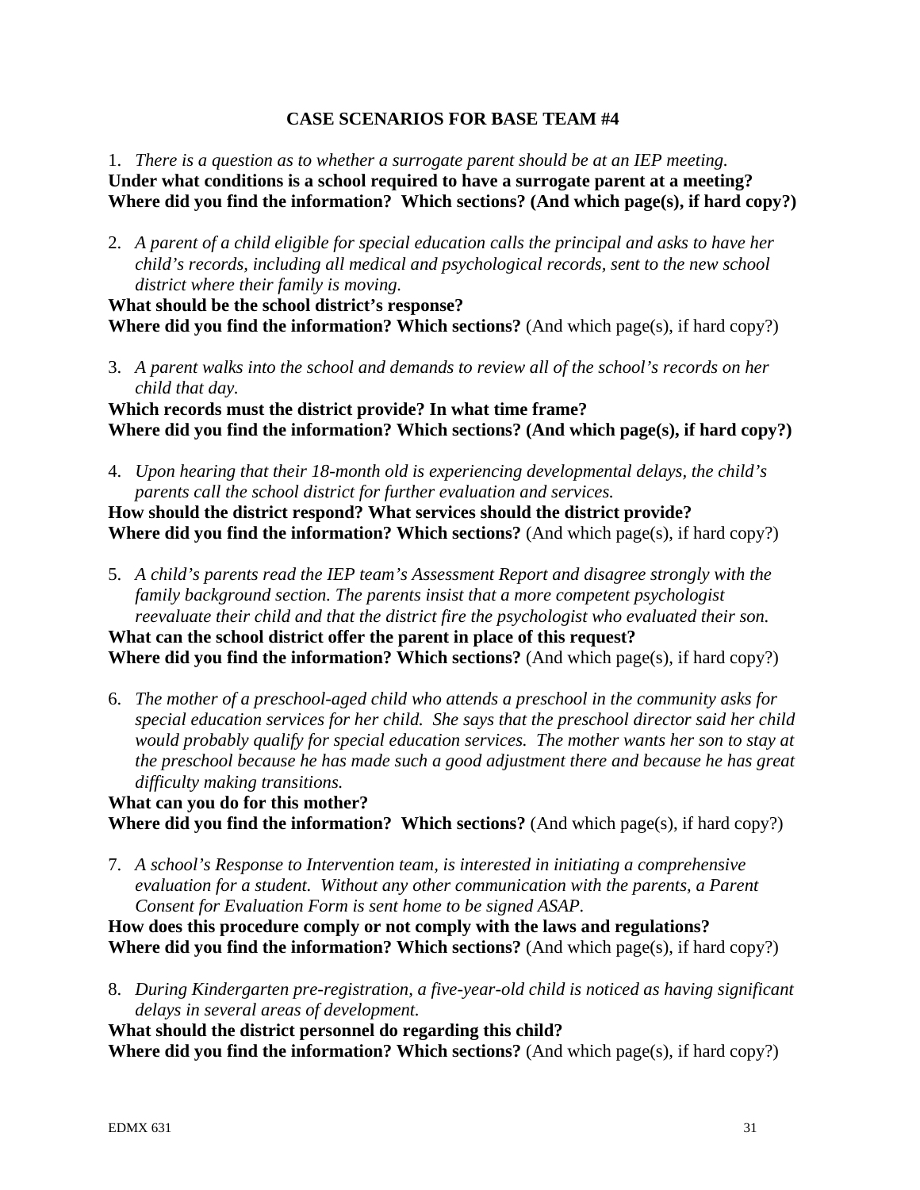**CASE SCENARIOS FOR BASE TEAM #4**

1. *There is a question as to whether a surrogate parent should be at an IEP meeting.*

**Under what conditions is a school required to have a surrogate parent at a meeting?**
**Where did you find the information? Which sections? (And which page(s), if hard copy?)**

2. *A parent of a child eligible for special education calls the principal and asks to have her child's records, including all medical and psychological records, sent to the new school district where their family is moving.*

**What should be the school district's response?**
**Where did you find the information? Which sections?** (And which page(s), if hard copy?)

3. *A parent walks into the school and demands to review all of the school's records on her child that day.*

**Which records must the district provide? In what time frame?**
**Where did you find the information? Which sections? (And which page(s), if hard copy?)**

4. *Upon hearing that their 18-month old is experiencing developmental delays, the child's parents call the school district for further evaluation and services.*

**How should the district respond? What services should the district provide?**
**Where did you find the information? Which sections?** (And which page(s), if hard copy?)

5. *A child's parents read the IEP team's Assessment Report and disagree strongly with the family background section. The parents insist that a more competent psychologist reevaluate their child and that the district fire the psychologist who evaluated their son.*

**What can the school district offer the parent in place of this request?**
**Where did you find the information? Which sections?** (And which page(s), if hard copy?)

6. *The mother of a preschool-aged child who attends a preschool in the community asks for special education services for her child. She says that the preschool director said her child would probably qualify for special education services. The mother wants her son to stay at the preschool because he has made such a good adjustment there and because he has great difficulty making transitions.*

**What can you do for this mother?**
**Where did you find the information? Which sections?** (And which page(s), if hard copy?)

7. *A school's Response to Intervention team, is interested in initiating a comprehensive evaluation for a student. Without any other communication with the parents, a Parent Consent for Evaluation Form is sent home to be signed ASAP.*

**How does this procedure comply or not comply with the laws and regulations?**
**Where did you find the information? Which sections?** (And which page(s), if hard copy?)

8. *During Kindergarten pre-registration, a five-year-old child is noticed as having significant delays in several areas of development.*

**What should the district personnel do regarding this child?**
**Where did you find the information? Which sections?** (And which page(s), if hard copy?)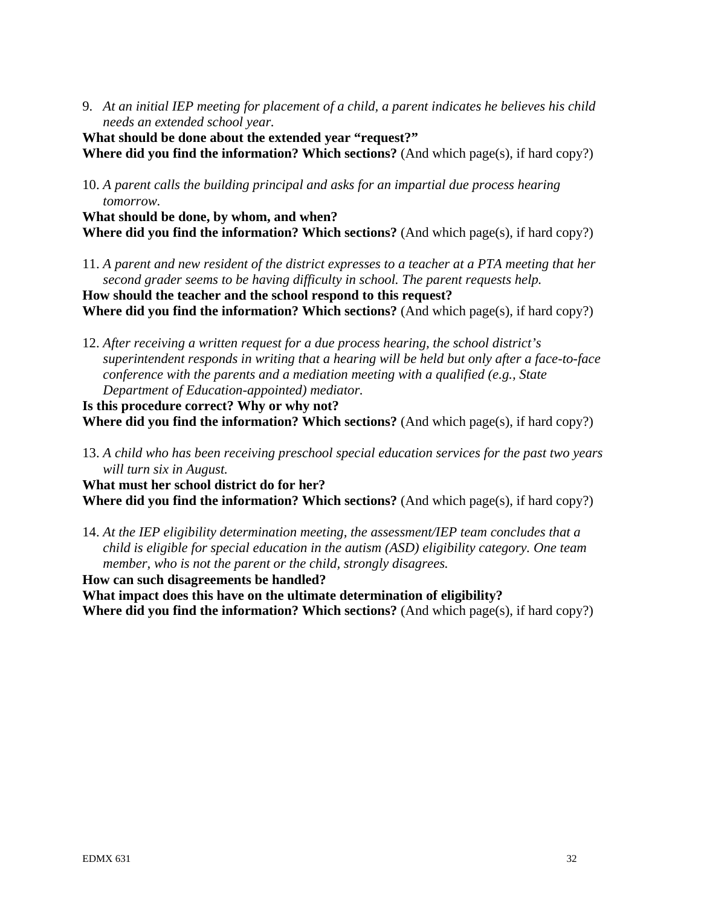9. *At an initial IEP meeting for placement of a child, a parent indicates he believes his child needs an extended school year.*

**What should be done about the extended year "request?"**
**Where did you find the information? Which sections?** (And which page(s), if hard copy?)

10. *A parent calls the building principal and asks for an impartial due process hearing tomorrow.*

**What should be done, by whom, and when?**
**Where did you find the information? Which sections?** (And which page(s), if hard copy?)

11. *A parent and new resident of the district expresses to a teacher at a PTA meeting that her second grader seems to be having difficulty in school. The parent requests help.*

**How should the teacher and the school respond to this request?**
**Where did you find the information? Which sections?** (And which page(s), if hard copy?)

12. *After receiving a written request for a due process hearing, the school district's superintendent responds in writing that a hearing will be held but only after a face-to-face conference with the parents and a mediation meeting with a qualified (e.g., State Department of Education-appointed) mediator.*

**Is this procedure correct? Why or why not?**
**Where did you find the information? Which sections?** (And which page(s), if hard copy?)

13. *A child who has been receiving preschool special education services for the past two years will turn six in August.*

**What must her school district do for her?**
**Where did you find the information? Which sections?** (And which page(s), if hard copy?)

14. *At the IEP eligibility determination meeting, the assessment/IEP team concludes that a child is eligible for special education in the autism (ASD) eligibility category. One team member, who is not the parent or the child, strongly disagrees.*

**How can such disagreements be handled?**
**What impact does this have on the ultimate determination of eligibility?**
**Where did you find the information? Which sections?** (And which page(s), if hard copy?)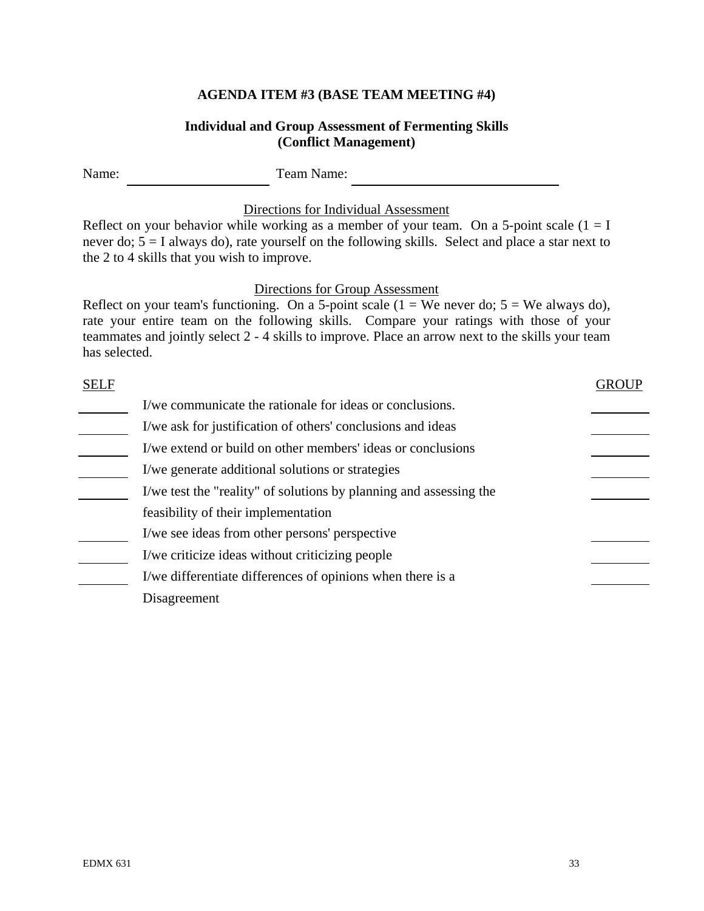**AGENDA ITEM #3 (BASE TEAM MEETING #4)**

**Individual and Group Assessment of Fermenting Skills**
**(Conflict Management)**

Name: \_\_\_\_\_\_\_\_\_\_\_\_\_\_\_\_\_\_\_\_ Team Name: \_\_\_\_\_\_\_\_\_\_\_\_\_\_\_\_\_\_\_\_\_\_\_\_\_\_\_\_\_\_

<u>Directions for Individual Assessment</u>

Reflect on your behavior while working as a member of your team. On a 5-point scale (1 = I never do; 5 = I always do), rate yourself on the following skills. Select and place a star next to the 2 to 4 skills that you wish to improve.

<u>Directions for Group Assessment</u>

Reflect on your team's functioning. On a 5-point scale (1 = We never do; 5 = We always do), rate your entire team on the following skills. Compare your ratings with those of your teammates and jointly select 2 - 4 skills to improve. Place an arrow next to the skills your team has selected.

| SELF | | GROUP |
|---|---|---|
| \_\_\_\_\_\_\_ | I/we communicate the rationale for ideas or conclusions. | \_\_\_\_\_\_\_ |
| \_\_\_\_\_\_\_ | I/we ask for justification of others' conclusions and ideas | \_\_\_\_\_\_\_ |
| \_\_\_\_\_\_\_ | I/we extend or build on other members' ideas or conclusions | \_\_\_\_\_\_\_ |
| \_\_\_\_\_\_\_ | I/we generate additional solutions or strategies | \_\_\_\_\_\_\_ |
| \_\_\_\_\_\_\_ | I/we test the "reality" of solutions by planning and assessing the feasibility of their implementation | \_\_\_\_\_\_\_ |
| \_\_\_\_\_\_\_ | I/we see ideas from other persons' perspective | \_\_\_\_\_\_\_ |
| \_\_\_\_\_\_\_ | I/we criticize ideas without criticizing people | \_\_\_\_\_\_\_ |
| \_\_\_\_\_\_\_ | I/we differentiate differences of opinions when there is a Disagreement | \_\_\_\_\_\_\_ |